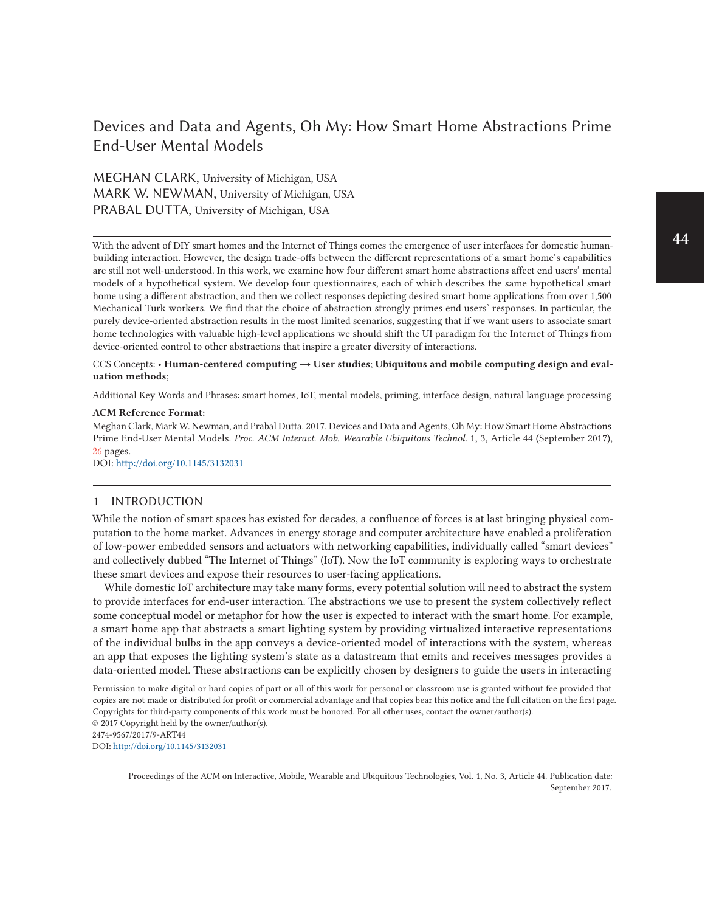# Devices and Data and Agents, Oh My: How Smart Home Abstractions Prime End-User Mental Models

MEGHAN CLARK, University of Michigan, USA
MARK W. NEWMAN, University of Michigan, USA
PRABAL DUTTA, University of Michigan, USA

With the advent of DIY smart homes and the Internet of Things comes the emergence of user interfaces for domestic human-building interaction. However, the design trade-offs between the different representations of a smart home's capabilities are still not well-understood. In this work, we examine how four different smart home abstractions affect end users' mental models of a hypothetical system. We develop four questionnaires, each of which describes the same hypothetical smart home using a different abstraction, and then we collect responses depicting desired smart home applications from over 1,500 Mechanical Turk workers. We find that the choice of abstraction strongly primes end users' responses. In particular, the purely device-oriented abstraction results in the most limited scenarios, suggesting that if we want users to associate smart home technologies with valuable high-level applications we should shift the UI paradigm for the Internet of Things from device-oriented control to other abstractions that inspire a greater diversity of interactions.

CCS Concepts: • **Human-centered computing → User studies**; **Ubiquitous and mobile computing design and evaluation methods**;

Additional Key Words and Phrases: smart homes, IoT, mental models, priming, interface design, natural language processing

**ACM Reference Format:**
Meghan Clark, Mark W. Newman, and Prabal Dutta. 2017. Devices and Data and Agents, Oh My: How Smart Home Abstractions Prime End-User Mental Models. *Proc. ACM Interact. Mob. Wearable Ubiquitous Technol.* 1, 3, Article 44 (September 2017), 26 pages.
DOI: http://doi.org/10.1145/3132031

## 1 INTRODUCTION

While the notion of smart spaces has existed for decades, a confluence of forces is at last bringing physical computation to the home market. Advances in energy storage and computer architecture have enabled a proliferation of low-power embedded sensors and actuators with networking capabilities, individually called "smart devices" and collectively dubbed "The Internet of Things" (IoT). Now the IoT community is exploring ways to orchestrate these smart devices and expose their resources to user-facing applications.

While domestic IoT architecture may take many forms, every potential solution will need to abstract the system to provide interfaces for end-user interaction. The abstractions we use to present the system collectively reflect some conceptual model or metaphor for how the user is expected to interact with the smart home. For example, a smart home app that abstracts a smart lighting system by providing virtualized interactive representations of the individual bulbs in the app conveys a device-oriented model of interactions with the system, whereas an app that exposes the lighting system's state as a datastream that emits and receives messages provides a data-oriented model. These abstractions can be explicitly chosen by designers to guide the users in interacting

Permission to make digital or hard copies of part or all of this work for personal or classroom use is granted without fee provided that copies are not made or distributed for profit or commercial advantage and that copies bear this notice and the full citation on the first page. Copyrights for third-party components of this work must be honored. For all other uses, contact the owner/author(s).
© 2017 Copyright held by the owner/author(s).
2474-9567/2017/9-ART44
DOI: http://doi.org/10.1145/3132031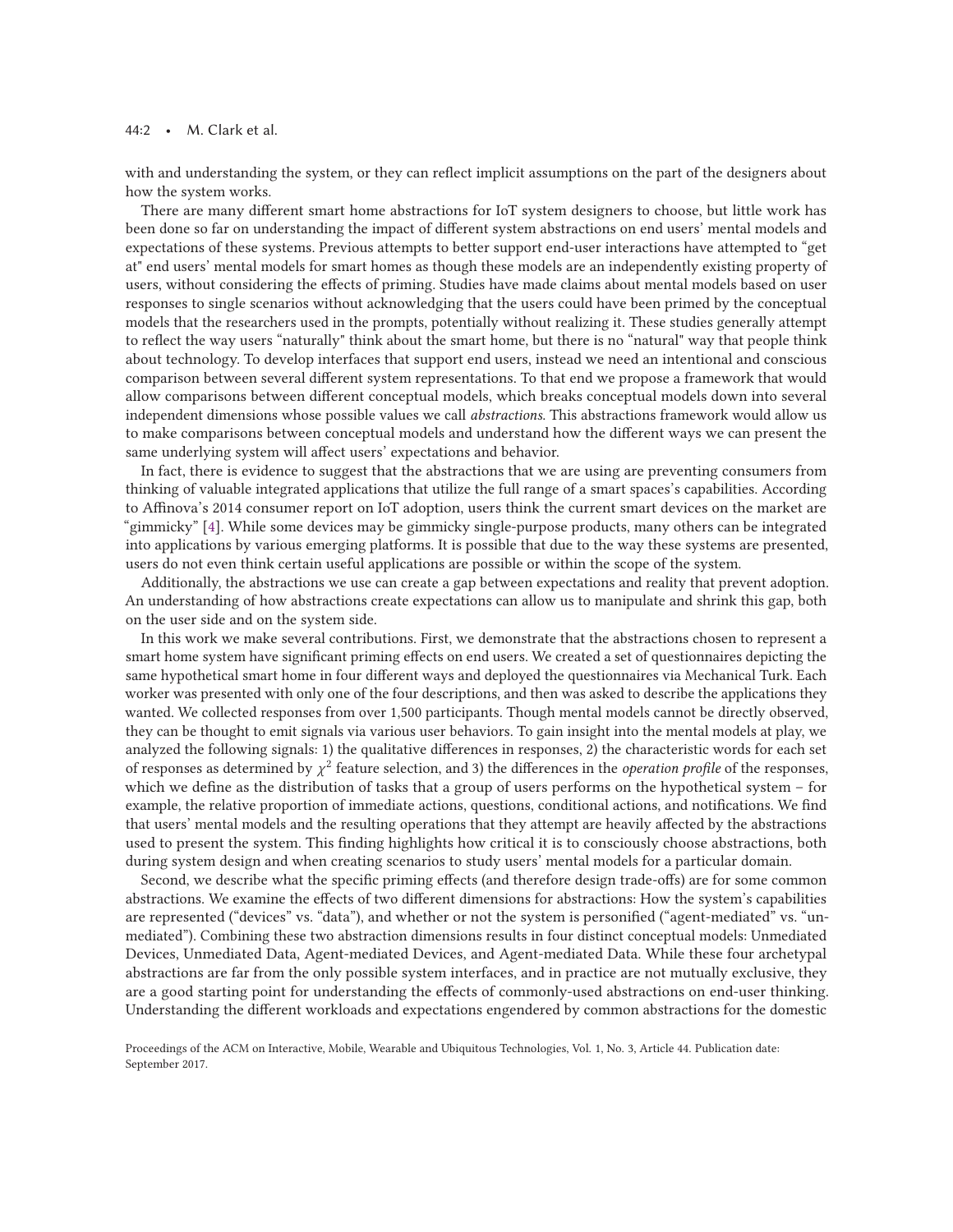with and understanding the system, or they can reflect implicit assumptions on the part of the designers about how the system works.

There are many different smart home abstractions for IoT system designers to choose, but little work has been done so far on understanding the impact of different system abstractions on end users' mental models and expectations of these systems. Previous attempts to better support end-user interactions have attempted to "get at" end users' mental models for smart homes as though these models are an independently existing property of users, without considering the effects of priming. Studies have made claims about mental models based on user responses to single scenarios without acknowledging that the users could have been primed by the conceptual models that the researchers used in the prompts, potentially without realizing it. These studies generally attempt to reflect the way users "naturally" think about the smart home, but there is no "natural" way that people think about technology. To develop interfaces that support end users, instead we need an intentional and conscious comparison between several different system representations. To that end we propose a framework that would allow comparisons between different conceptual models, which breaks conceptual models down into several independent dimensions whose possible values we call *abstractions*. This abstractions framework would allow us to make comparisons between conceptual models and understand how the different ways we can present the same underlying system will affect users' expectations and behavior.

In fact, there is evidence to suggest that the abstractions that we are using are preventing consumers from thinking of valuable integrated applications that utilize the full range of a smart spaces's capabilities. According to Affinova's 2014 consumer report on IoT adoption, users think the current smart devices on the market are "gimmicky" [4]. While some devices may be gimmicky single-purpose products, many others can be integrated into applications by various emerging platforms. It is possible that due to the way these systems are presented, users do not even think certain useful applications are possible or within the scope of the system.

Additionally, the abstractions we use can create a gap between expectations and reality that prevent adoption. An understanding of how abstractions create expectations can allow us to manipulate and shrink this gap, both on the user side and on the system side.

In this work we make several contributions. First, we demonstrate that the abstractions chosen to represent a smart home system have significant priming effects on end users. We created a set of questionnaires depicting the same hypothetical smart home in four different ways and deployed the questionnaires via Mechanical Turk. Each worker was presented with only one of the four descriptions, and then was asked to describe the applications they wanted. We collected responses from over 1,500 participants. Though mental models cannot be directly observed, they can be thought to emit signals via various user behaviors. To gain insight into the mental models at play, we analyzed the following signals: 1) the qualitative differences in responses, 2) the characteristic words for each set of responses as determined by $\chi^2$ feature selection, and 3) the differences in the *operation profile* of the responses, which we define as the distribution of tasks that a group of users performs on the hypothetical system – for example, the relative proportion of immediate actions, questions, conditional actions, and notifications. We find that users' mental models and the resulting operations that they attempt are heavily affected by the abstractions used to present the system. This finding highlights how critical it is to consciously choose abstractions, both during system design and when creating scenarios to study users' mental models for a particular domain.

Second, we describe what the specific priming effects (and therefore design trade-offs) are for some common abstractions. We examine the effects of two different dimensions for abstractions: How the system's capabilities are represented ("devices" vs. "data"), and whether or not the system is personified ("agent-mediated" vs. "unmediated"). Combining these two abstraction dimensions results in four distinct conceptual models: Unmediated Devices, Unmediated Data, Agent-mediated Devices, and Agent-mediated Data. While these four archetypal abstractions are far from the only possible system interfaces, and in practice are not mutually exclusive, they are a good starting point for understanding the effects of commonly-used abstractions on end-user thinking. Understanding the different workloads and expectations engendered by common abstractions for the domestic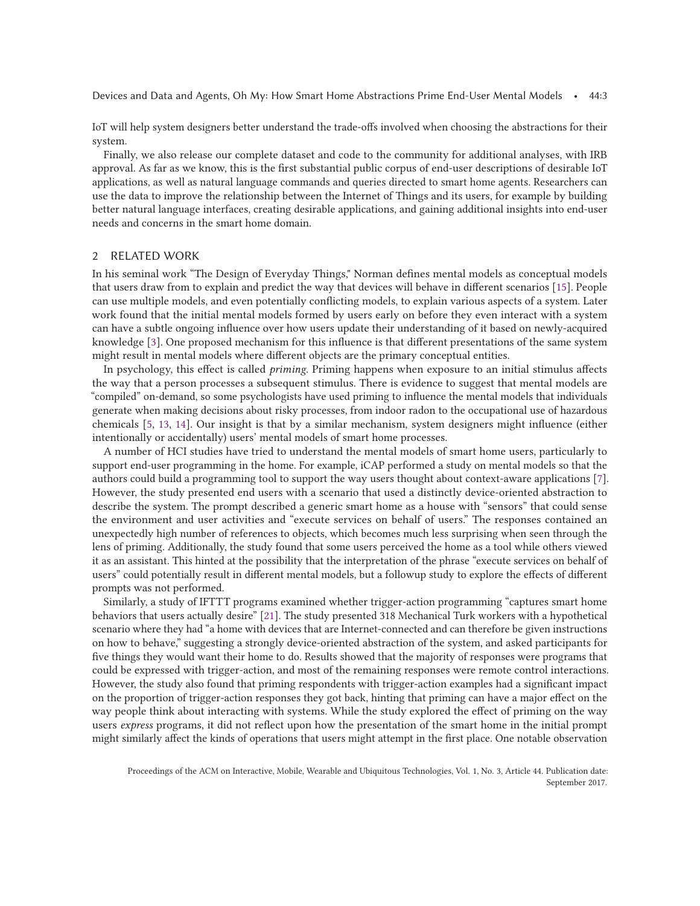IoT will help system designers better understand the trade-offs involved when choosing the abstractions for their system.

Finally, we also release our complete dataset and code to the community for additional analyses, with IRB approval. As far as we know, this is the first substantial public corpus of end-user descriptions of desirable IoT applications, as well as natural language commands and queries directed to smart home agents. Researchers can use the data to improve the relationship between the Internet of Things and its users, for example by building better natural language interfaces, creating desirable applications, and gaining additional insights into end-user needs and concerns in the smart home domain.

## 2 RELATED WORK

In his seminal work "The Design of Everyday Things," Norman defines mental models as conceptual models that users draw from to explain and predict the way that devices will behave in different scenarios [15]. People can use multiple models, and even potentially conflicting models, to explain various aspects of a system. Later work found that the initial mental models formed by users early on before they even interact with a system can have a subtle ongoing influence over how users update their understanding of it based on newly-acquired knowledge [3]. One proposed mechanism for this influence is that different presentations of the same system might result in mental models where different objects are the primary conceptual entities.

In psychology, this effect is called *priming*. Priming happens when exposure to an initial stimulus affects the way that a person processes a subsequent stimulus. There is evidence to suggest that mental models are "compiled" on-demand, so some psychologists have used priming to influence the mental models that individuals generate when making decisions about risky processes, from indoor radon to the occupational use of hazardous chemicals [5, 13, 14]. Our insight is that by a similar mechanism, system designers might influence (either intentionally or accidentally) users' mental models of smart home processes.

A number of HCI studies have tried to understand the mental models of smart home users, particularly to support end-user programming in the home. For example, iCAP performed a study on mental models so that the authors could build a programming tool to support the way users thought about context-aware applications [7]. However, the study presented end users with a scenario that used a distinctly device-oriented abstraction to describe the system. The prompt described a generic smart home as a house with "sensors" that could sense the environment and user activities and "execute services on behalf of users." The responses contained an unexpectedly high number of references to objects, which becomes much less surprising when seen through the lens of priming. Additionally, the study found that some users perceived the home as a tool while others viewed it as an assistant. This hinted at the possibility that the interpretation of the phrase "execute services on behalf of users" could potentially result in different mental models, but a followup study to explore the effects of different prompts was not performed.

Similarly, a study of IFTTT programs examined whether trigger-action programming "captures smart home behaviors that users actually desire" [21]. The study presented 318 Mechanical Turk workers with a hypothetical scenario where they had "a home with devices that are Internet-connected and can therefore be given instructions on how to behave," suggesting a strongly device-oriented abstraction of the system, and asked participants for five things they would want their home to do. Results showed that the majority of responses were programs that could be expressed with trigger-action, and most of the remaining responses were remote control interactions. However, the study also found that priming respondents with trigger-action examples had a significant impact on the proportion of trigger-action responses they got back, hinting that priming can have a major effect on the way people think about interacting with systems. While the study explored the effect of priming on the way users *express* programs, it did not reflect upon how the presentation of the smart home in the initial prompt might similarly affect the kinds of operations that users might attempt in the first place. One notable observation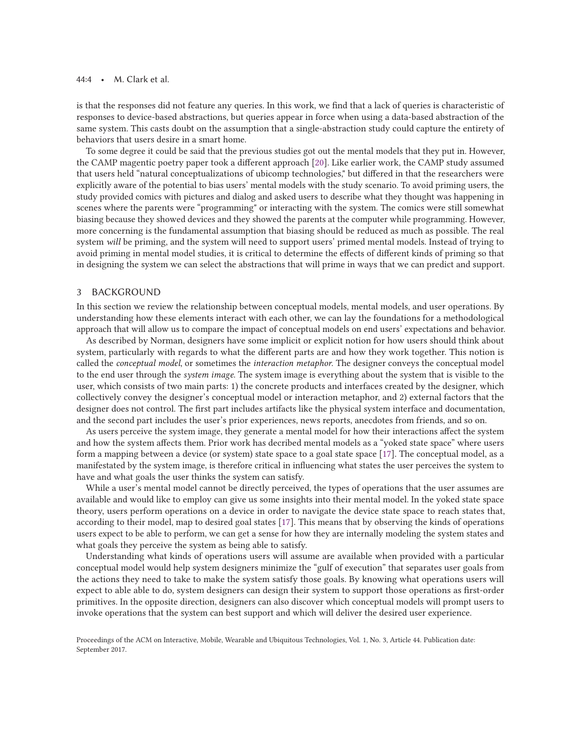is that the responses did not feature any queries. In this work, we find that a lack of queries is characteristic of responses to device-based abstractions, but queries appear in force when using a data-based abstraction of the same system. This casts doubt on the assumption that a single-abstraction study could capture the entirety of behaviors that users desire in a smart home.

To some degree it could be said that the previous studies got out the mental models that they put in. However, the CAMP magentic poetry paper took a different approach [20]. Like earlier work, the CAMP study assumed that users held "natural conceptualizations of ubicomp technologies," but differed in that the researchers were explicitly aware of the potential to bias users' mental models with the study scenario. To avoid priming users, the study provided comics with pictures and dialog and asked users to describe what they thought was happening in scenes where the parents were "programming" or interacting with the system. The comics were still somewhat biasing because they showed devices and they showed the parents at the computer while programming. However, more concerning is the fundamental assumption that biasing should be reduced as much as possible. The real system *will* be priming, and the system will need to support users' primed mental models. Instead of trying to avoid priming in mental model studies, it is critical to determine the effects of different kinds of priming so that in designing the system we can select the abstractions that will prime in ways that we can predict and support.

## 3 BACKGROUND

In this section we review the relationship between conceptual models, mental models, and user operations. By understanding how these elements interact with each other, we can lay the foundations for a methodological approach that will allow us to compare the impact of conceptual models on end users' expectations and behavior.

As described by Norman, designers have some implicit or explicit notion for how users should think about system, particularly with regards to what the different parts are and how they work together. This notion is called the *conceptual model*, or sometimes the *interaction metaphor*. The designer conveys the conceptual model to the end user through the *system image*. The system image is everything about the system that is visible to the user, which consists of two main parts: 1) the concrete products and interfaces created by the designer, which collectively convey the designer's conceptual model or interaction metaphor, and 2) external factors that the designer does not control. The first part includes artifacts like the physical system interface and documentation, and the second part includes the user's prior experiences, news reports, anecdotes from friends, and so on.

As users perceive the system image, they generate a mental model for how their interactions affect the system and how the system affects them. Prior work has decribed mental models as a "yoked state space" where users form a mapping between a device (or system) state space to a goal state space [17]. The conceptual model, as a manifestated by the system image, is therefore critical in influencing what states the user perceives the system to have and what goals the user thinks the system can satisfy.

While a user's mental model cannot be directly perceived, the types of operations that the user assumes are available and would like to employ can give us some insights into their mental model. In the yoked state space theory, users perform operations on a device in order to navigate the device state space to reach states that, according to their model, map to desired goal states [17]. This means that by observing the kinds of operations users expect to be able to perform, we can get a sense for how they are internally modeling the system states and what goals they perceive the system as being able to satisfy.

Understanding what kinds of operations users will assume are available when provided with a particular conceptual model would help system designers minimize the "gulf of execution" that separates user goals from the actions they need to take to make the system satisfy those goals. By knowing what operations users will expect to able able to do, system designers can design their system to support those operations as first-order primitives. In the opposite direction, designers can also discover which conceptual models will prompt users to invoke operations that the system can best support and which will deliver the desired user experience.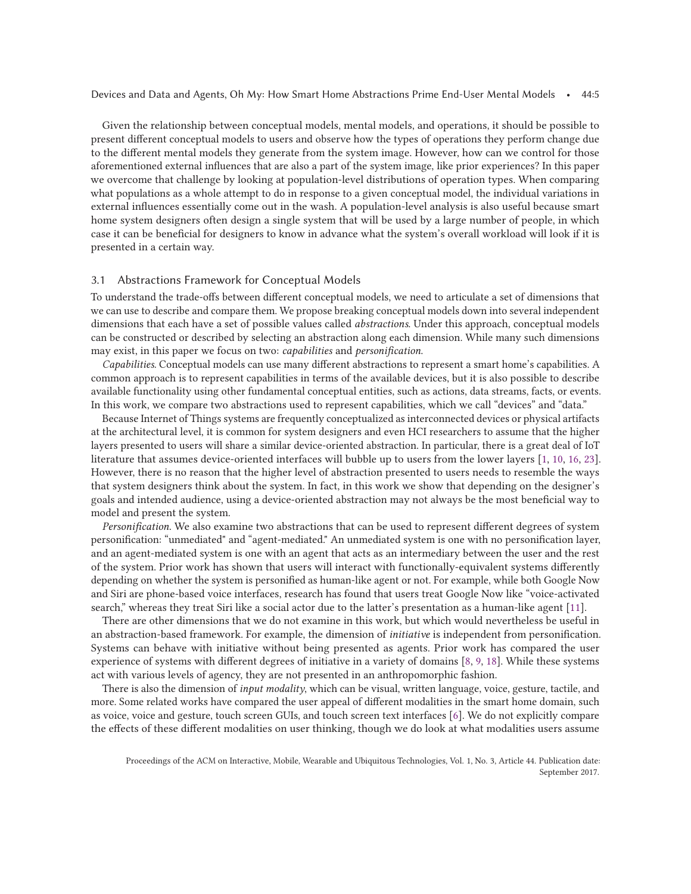Given the relationship between conceptual models, mental models, and operations, it should be possible to present different conceptual models to users and observe how the types of operations they perform change due to the different mental models they generate from the system image. However, how can we control for those aforementioned external influences that are also a part of the system image, like prior experiences? In this paper we overcome that challenge by looking at population-level distributions of operation types. When comparing what populations as a whole attempt to do in response to a given conceptual model, the individual variations in external influences essentially come out in the wash. A population-level analysis is also useful because smart home system designers often design a single system that will be used by a large number of people, in which case it can be beneficial for designers to know in advance what the system's overall workload will look if it is presented in a certain way.

### 3.1 Abstractions Framework for Conceptual Models

To understand the trade-offs between different conceptual models, we need to articulate a set of dimensions that we can use to describe and compare them. We propose breaking conceptual models down into several independent dimensions that each have a set of possible values called *abstractions*. Under this approach, conceptual models can be constructed or described by selecting an abstraction along each dimension. While many such dimensions may exist, in this paper we focus on two: *capabilities* and *personification*.

*Capabilities*. Conceptual models can use many different abstractions to represent a smart home's capabilities. A common approach is to represent capabilities in terms of the available devices, but it is also possible to describe available functionality using other fundamental conceptual entities, such as actions, data streams, facts, or events. In this work, we compare two abstractions used to represent capabilities, which we call "devices" and "data."

Because Internet of Things systems are frequently conceptualized as interconnected devices or physical artifacts at the architectural level, it is common for system designers and even HCI researchers to assume that the higher layers presented to users will share a similar device-oriented abstraction. In particular, there is a great deal of IoT literature that assumes device-oriented interfaces will bubble up to users from the lower layers [1, 10, 16, 23]. However, there is no reason that the higher level of abstraction presented to users needs to resemble the ways that system designers think about the system. In fact, in this work we show that depending on the designer's goals and intended audience, using a device-oriented abstraction may not always be the most beneficial way to model and present the system.

*Personification*. We also examine two abstractions that can be used to represent different degrees of system personification: "unmediated" and "agent-mediated." An unmediated system is one with no personification layer, and an agent-mediated system is one with an agent that acts as an intermediary between the user and the rest of the system. Prior work has shown that users will interact with functionally-equivalent systems differently depending on whether the system is personified as human-like agent or not. For example, while both Google Now and Siri are phone-based voice interfaces, research has found that users treat Google Now like "voice-activated search," whereas they treat Siri like a social actor due to the latter's presentation as a human-like agent [11].

There are other dimensions that we do not examine in this work, but which would nevertheless be useful in an abstraction-based framework. For example, the dimension of *initiative* is independent from personification. Systems can behave with initiative without being presented as agents. Prior work has compared the user experience of systems with different degrees of initiative in a variety of domains [8, 9, 18]. While these systems act with various levels of agency, they are not presented in an anthropomorphic fashion.

There is also the dimension of *input modality*, which can be visual, written language, voice, gesture, tactile, and more. Some related works have compared the user appeal of different modalities in the smart home domain, such as voice, voice and gesture, touch screen GUIs, and touch screen text interfaces [6]. We do not explicitly compare the effects of these different modalities on user thinking, though we do look at what modalities users assume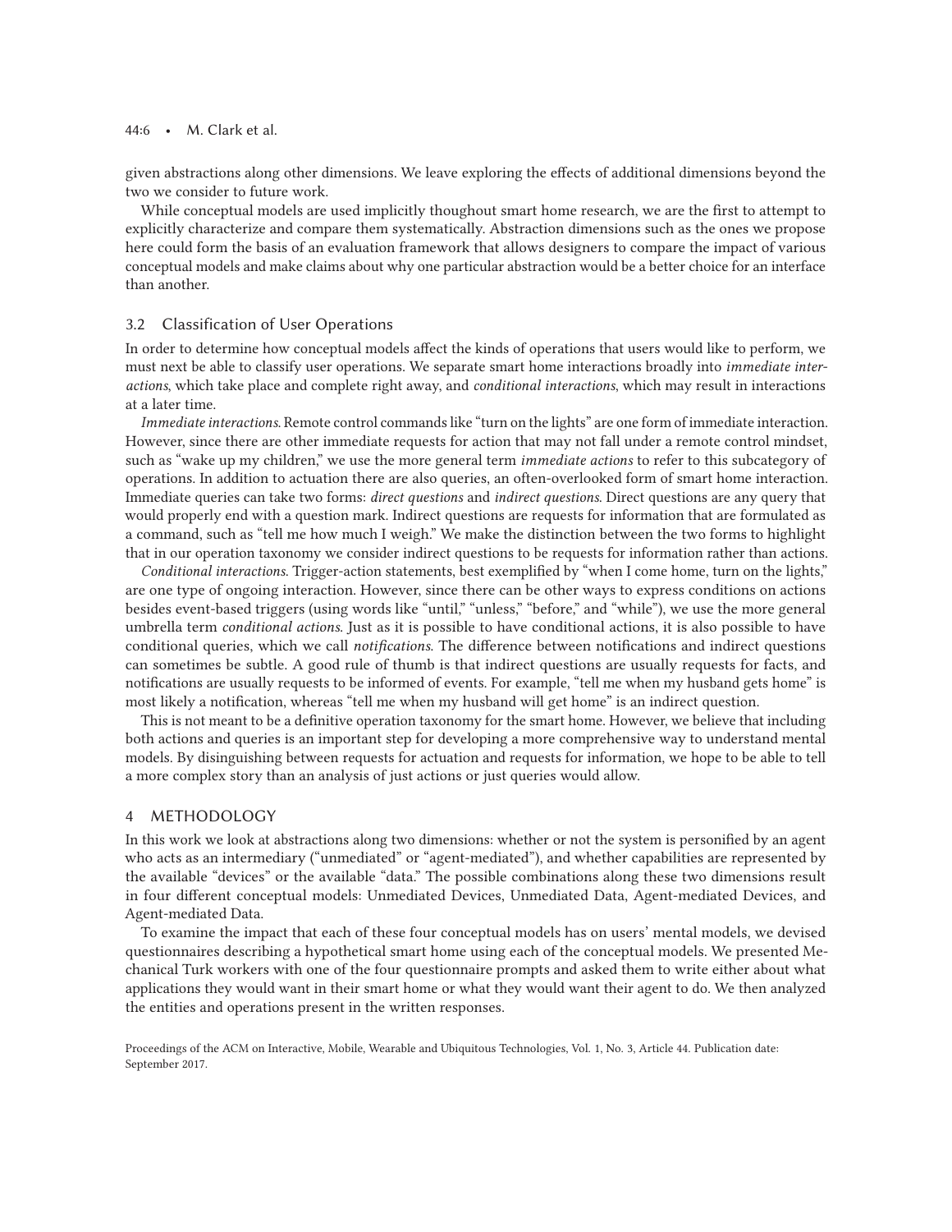given abstractions along other dimensions. We leave exploring the effects of additional dimensions beyond the two we consider to future work.

While conceptual models are used implicitly thoughout smart home research, we are the first to attempt to explicitly characterize and compare them systematically. Abstraction dimensions such as the ones we propose here could form the basis of an evaluation framework that allows designers to compare the impact of various conceptual models and make claims about why one particular abstraction would be a better choice for an interface than another.

### 3.2 Classification of User Operations

In order to determine how conceptual models affect the kinds of operations that users would like to perform, we must next be able to classify user operations. We separate smart home interactions broadly into *immediate interactions*, which take place and complete right away, and *conditional interactions*, which may result in interactions at a later time.

*Immediate interactions.* Remote control commands like "turn on the lights" are one form of immediate interaction. However, since there are other immediate requests for action that may not fall under a remote control mindset, such as "wake up my children," we use the more general term *immediate actions* to refer to this subcategory of operations. In addition to actuation there are also queries, an often-overlooked form of smart home interaction. Immediate queries can take two forms: *direct questions* and *indirect questions*. Direct questions are any query that would properly end with a question mark. Indirect questions are requests for information that are formulated as a command, such as "tell me how much I weigh." We make the distinction between the two forms to highlight that in our operation taxonomy we consider indirect questions to be requests for information rather than actions.

*Conditional interactions.* Trigger-action statements, best exemplified by "when I come home, turn on the lights," are one type of ongoing interaction. However, since there can be other ways to express conditions on actions besides event-based triggers (using words like "until," "unless," "before," and "while"), we use the more general umbrella term *conditional actions*. Just as it is possible to have conditional actions, it is also possible to have conditional queries, which we call *notifications*. The difference between notifications and indirect questions can sometimes be subtle. A good rule of thumb is that indirect questions are usually requests for facts, and notifications are usually requests to be informed of events. For example, "tell me when my husband gets home" is most likely a notification, whereas "tell me when my husband will get home" is an indirect question.

This is not meant to be a definitive operation taxonomy for the smart home. However, we believe that including both actions and queries is an important step for developing a more comprehensive way to understand mental models. By disinguishing between requests for actuation and requests for information, we hope to be able to tell a more complex story than an analysis of just actions or just queries would allow.

## 4 METHODOLOGY

In this work we look at abstractions along two dimensions: whether or not the system is personified by an agent who acts as an intermediary ("unmediated" or "agent-mediated"), and whether capabilities are represented by the available "devices" or the available "data." The possible combinations along these two dimensions result in four different conceptual models: Unmediated Devices, Unmediated Data, Agent-mediated Devices, and Agent-mediated Data.

To examine the impact that each of these four conceptual models has on users' mental models, we devised questionnaires describing a hypothetical smart home using each of the conceptual models. We presented Mechanical Turk workers with one of the four questionnaire prompts and asked them to write either about what applications they would want in their smart home or what they would want their agent to do. We then analyzed the entities and operations present in the written responses.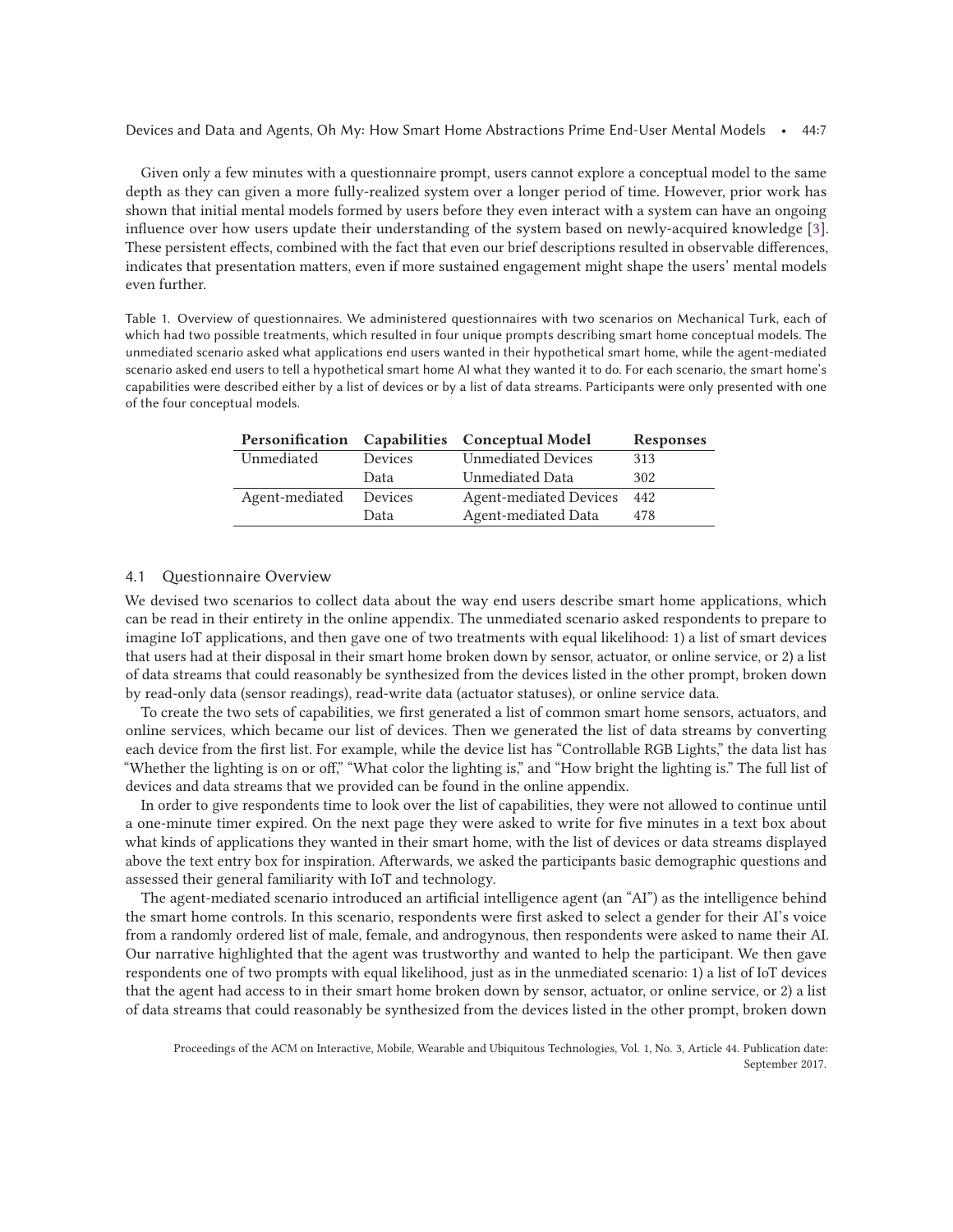Given only a few minutes with a questionnaire prompt, users cannot explore a conceptual model to the same depth as they can given a more fully-realized system over a longer period of time. However, prior work has shown that initial mental models formed by users before they even interact with a system can have an ongoing influence over how users update their understanding of the system based on newly-acquired knowledge [3]. These persistent effects, combined with the fact that even our brief descriptions resulted in observable differences, indicates that presentation matters, even if more sustained engagement might shape the users' mental models even further.

Table 1. Overview of questionnaires. We administered questionnaires with two scenarios on Mechanical Turk, each of which had two possible treatments, which resulted in four unique prompts describing smart home conceptual models. The unmediated scenario asked what applications end users wanted in their hypothetical smart home, while the agent-mediated scenario asked end users to tell a hypothetical smart home AI what they wanted it to do. For each scenario, the smart home's capabilities were described either by a list of devices or by a list of data streams. Participants were only presented with one of the four conceptual models.

| Personification | Capabilities | Conceptual Model | Responses |
|---|---|---|---|
| Unmediated | Devices | Unmediated Devices | 313 |
| | Data | Unmediated Data | 302 |
| Agent-mediated | Devices | Agent-mediated Devices | 442 |
| | Data | Agent-mediated Data | 478 |

### 4.1 Questionnaire Overview

We devised two scenarios to collect data about the way end users describe smart home applications, which can be read in their entirety in the online appendix. The unmediated scenario asked respondents to prepare to imagine IoT applications, and then gave one of two treatments with equal likelihood: 1) a list of smart devices that users had at their disposal in their smart home broken down by sensor, actuator, or online service, or 2) a list of data streams that could reasonably be synthesized from the devices listed in the other prompt, broken down by read-only data (sensor readings), read-write data (actuator statuses), or online service data.

To create the two sets of capabilities, we first generated a list of common smart home sensors, actuators, and online services, which became our list of devices. Then we generated the list of data streams by converting each device from the first list. For example, while the device list has "Controllable RGB Lights," the data list has "Whether the lighting is on or off," "What color the lighting is," and "How bright the lighting is." The full list of devices and data streams that we provided can be found in the online appendix.

In order to give respondents time to look over the list of capabilities, they were not allowed to continue until a one-minute timer expired. On the next page they were asked to write for five minutes in a text box about what kinds of applications they wanted in their smart home, with the list of devices or data streams displayed above the text entry box for inspiration. Afterwards, we asked the participants basic demographic questions and assessed their general familiarity with IoT and technology.

The agent-mediated scenario introduced an artificial intelligence agent (an "AI") as the intelligence behind the smart home controls. In this scenario, respondents were first asked to select a gender for their AI's voice from a randomly ordered list of male, female, and androgynous, then respondents were asked to name their AI. Our narrative highlighted that the agent was trustworthy and wanted to help the participant. We then gave respondents one of two prompts with equal likelihood, just as in the unmediated scenario: 1) a list of IoT devices that the agent had access to in their smart home broken down by sensor, actuator, or online service, or 2) a list of data streams that could reasonably be synthesized from the devices listed in the other prompt, broken down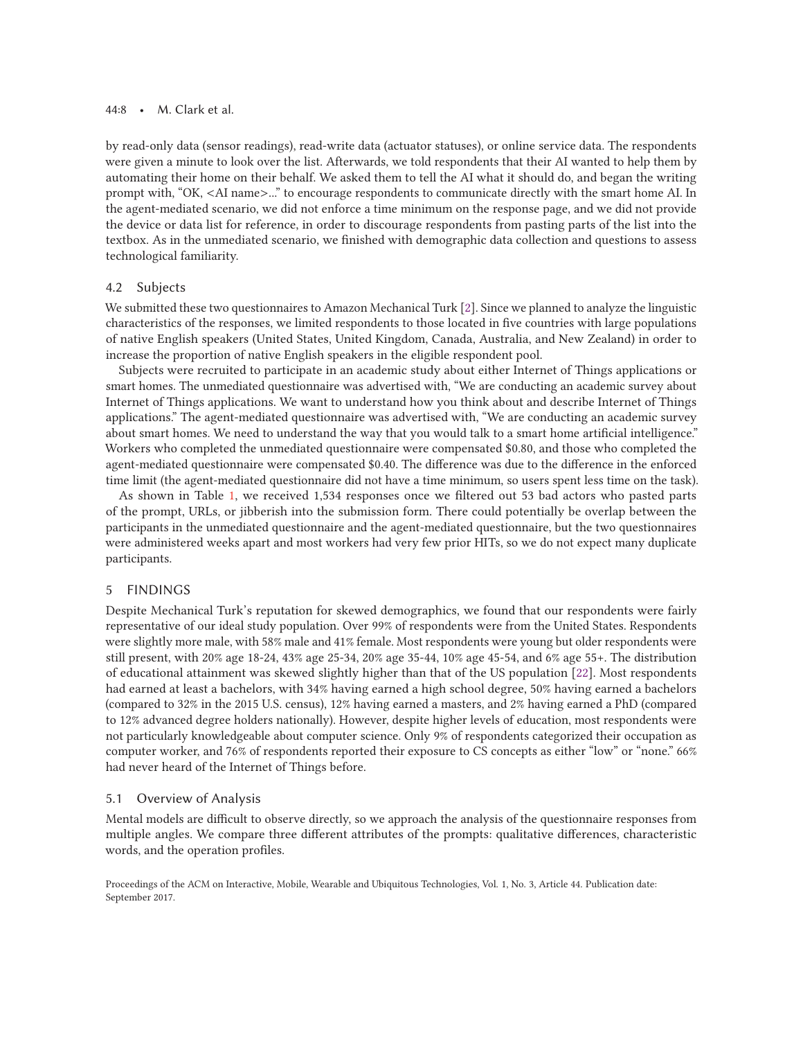by read-only data (sensor readings), read-write data (actuator statuses), or online service data. The respondents were given a minute to look over the list. Afterwards, we told respondents that their AI wanted to help them by automating their home on their behalf. We asked them to tell the AI what it should do, and began the writing prompt with, "OK, <AI name>..." to encourage respondents to communicate directly with the smart home AI. In the agent-mediated scenario, we did not enforce a time minimum on the response page, and we did not provide the device or data list for reference, in order to discourage respondents from pasting parts of the list into the textbox. As in the unmediated scenario, we finished with demographic data collection and questions to assess technological familiarity.

## 4.2 Subjects

We submitted these two questionnaires to Amazon Mechanical Turk [2]. Since we planned to analyze the linguistic characteristics of the responses, we limited respondents to those located in five countries with large populations of native English speakers (United States, United Kingdom, Canada, Australia, and New Zealand) in order to increase the proportion of native English speakers in the eligible respondent pool.

Subjects were recruited to participate in an academic study about either Internet of Things applications or smart homes. The unmediated questionnaire was advertised with, "We are conducting an academic survey about Internet of Things applications. We want to understand how you think about and describe Internet of Things applications." The agent-mediated questionnaire was advertised with, "We are conducting an academic survey about smart homes. We need to understand the way that you would talk to a smart home artificial intelligence." Workers who completed the unmediated questionnaire were compensated $0.80, and those who completed the agent-mediated questionnaire were compensated $0.40. The difference was due to the difference in the enforced time limit (the agent-mediated questionnaire did not have a time minimum, so users spent less time on the task).

As shown in Table 1, we received 1,534 responses once we filtered out 53 bad actors who pasted parts of the prompt, URLs, or jibberish into the submission form. There could potentially be overlap between the participants in the unmediated questionnaire and the agent-mediated questionnaire, but the two questionnaires were administered weeks apart and most workers had very few prior HITs, so we do not expect many duplicate participants.

# 5 FINDINGS

Despite Mechanical Turk's reputation for skewed demographics, we found that our respondents were fairly representative of our ideal study population. Over 99% of respondents were from the United States. Respondents were slightly more male, with 58% male and 41% female. Most respondents were young but older respondents were still present, with 20% age 18-24, 43% age 25-34, 20% age 35-44, 10% age 45-54, and 6% age 55+. The distribution of educational attainment was skewed slightly higher than that of the US population [22]. Most respondents had earned at least a bachelors, with 34% having earned a high school degree, 50% having earned a bachelors (compared to 32% in the 2015 U.S. census), 12% having earned a masters, and 2% having earned a PhD (compared to 12% advanced degree holders nationally). However, despite higher levels of education, most respondents were not particularly knowledgeable about computer science. Only 9% of respondents categorized their occupation as computer worker, and 76% of respondents reported their exposure to CS concepts as either "low" or "none." 66% had never heard of the Internet of Things before.

## 5.1 Overview of Analysis

Mental models are difficult to observe directly, so we approach the analysis of the questionnaire responses from multiple angles. We compare three different attributes of the prompts: qualitative differences, characteristic words, and the operation profiles.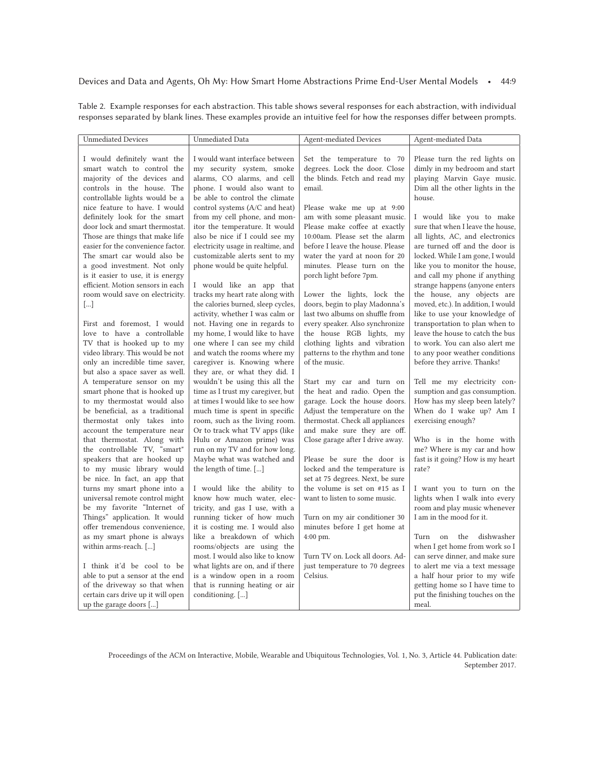Table 2. Example responses for each abstraction. This table shows several responses for each abstraction, with individual responses separated by blank lines. These examples provide an intuitive feel for how the responses differ between prompts.

| Unmediated Devices | Unmediated Data | Agent-mediated Devices | Agent-mediated Data |
|---|---|---|---|
| I would definitely want the smart watch to control the majority of the devices and controls in the house. The controllable lights would be a nice feature to have. I would definitely look for the smart door lock and smart thermostat. Those are things that make life easier for the convenience factor. The smart car would also be a good investment. Not only is it easier to use, it is energy efficient. Motion sensors in each room would save on electricity. [...] <br><br> First and foremost, I would love to have a controllable TV that is hooked up to my video library. This would be not only an incredible time saver, but also a space saver as well. A temperature sensor on my smart phone that is hooked up to my thermostat would also be beneficial, as a traditional thermostat only takes into account the temperature near that thermostat. Along with the controllable TV, "smart" speakers that are hooked up to my music library would be nice. In fact, an app that turns my smart phone into a universal remote control might be my favorite "Internet of Things" application. It would offer tremendous convenience, as my smart phone is always within arms-reach. [...] <br><br> I think it'd be cool to be able to put a sensor at the end of the driveway so that when certain cars drive up it will open up the garage doors [...] | I would want interface between my security system, smoke alarms, CO alarms, and cell phone. I would also want to be able to control the climate control systems (A/C and heat) from my cell phone, and monitor the temperature. It would also be nice if I could see my electricity usage in realtime, and customizable alerts sent to my phone would be quite helpful. <br><br> I would like an app that tracks my heart rate along with the calories burned, sleep cycles, activity, whether I was calm or not. Having one in regards to my home, I would like to have one where I can see my child and watch the rooms where my caregiver is. Knowing where they are, or what they did. I wouldn't be using this all the time as I trust my caregiver, but at times I would like to see how much time is spent in specific room, such as the living room. Or to track what TV apps (like Hulu or Amazon prime) was run on my TV and for how long. Maybe what was watched and the length of time. [...] <br><br> I would like the ability to know how much water, electricity, and gas I use, with a running ticker of how much it is costing me. I would also like a breakdown of which rooms/objects are using the most. I would also like to know what lights are on, and if there is a window open in a room that is running heating or air conditioning. [...] | Set the temperature to 70 degrees. Lock the door. Close the blinds. Fetch and read my email. <br><br> Please wake me up at 9:00 am with some pleasant music. Please make coffee at exactly 10:00am. Please set the alarm before I leave the house. Please water the yard at noon for 20 minutes. Please turn on the porch light before 7pm. <br><br> Lower the lights, lock the doors, begin to play Madonna's last two albums on shuffle from every speaker. Also synchronize the house RGB lights, my clothing lights and vibration patterns to the rhythm and tone of the music. <br><br> Start my car and turn on the heat and radio. Open the garage. Lock the house doors. Adjust the temperature on the thermostat. Check all appliances and make sure they are off. Close garage after I drive away. <br><br> Please be sure the door is locked and the temperature is set at 75 degrees. Next, be sure the volume is set on #15 as I want to listen to some music. <br><br> Turn on my air conditioner 30 minutes before I get home at 4:00 pm. <br><br> Turn TV on. Lock all doors. Adjust temperature to 70 degrees Celsius. | Please turn the red lights on dimly in my bedroom and start playing Marvin Gaye music. Dim all the other lights in the house. <br><br> I would like you to make sure that when I leave the house, all lights, AC, and electronics are turned off and the door is locked. While I am gone, I would like you to monitor the house, and call my phone if anything strange happens (anyone enters the house, any objects are moved, etc.). In addition, I would like to use your knowledge of transportation to plan when to leave the house to catch the bus to work. You can also alert me to any poor weather conditions before they arrive. Thanks! <br><br> Tell me my electricity consumption and gas consumption. How has my sleep been lately? When do I wake up? Am I exercising enough? <br><br> Who is in the home with me? Where is my car and how fast is it going? How is my heart rate? <br><br> I want you to turn on the lights when I walk into every room and play music whenever I am in the mood for it. <br><br> Turn on the dishwasher when I get home from work so I can serve dinner, and make sure to alert me via a text message a half hour prior to my wife getting home so I have time to put the finishing touches on the meal. |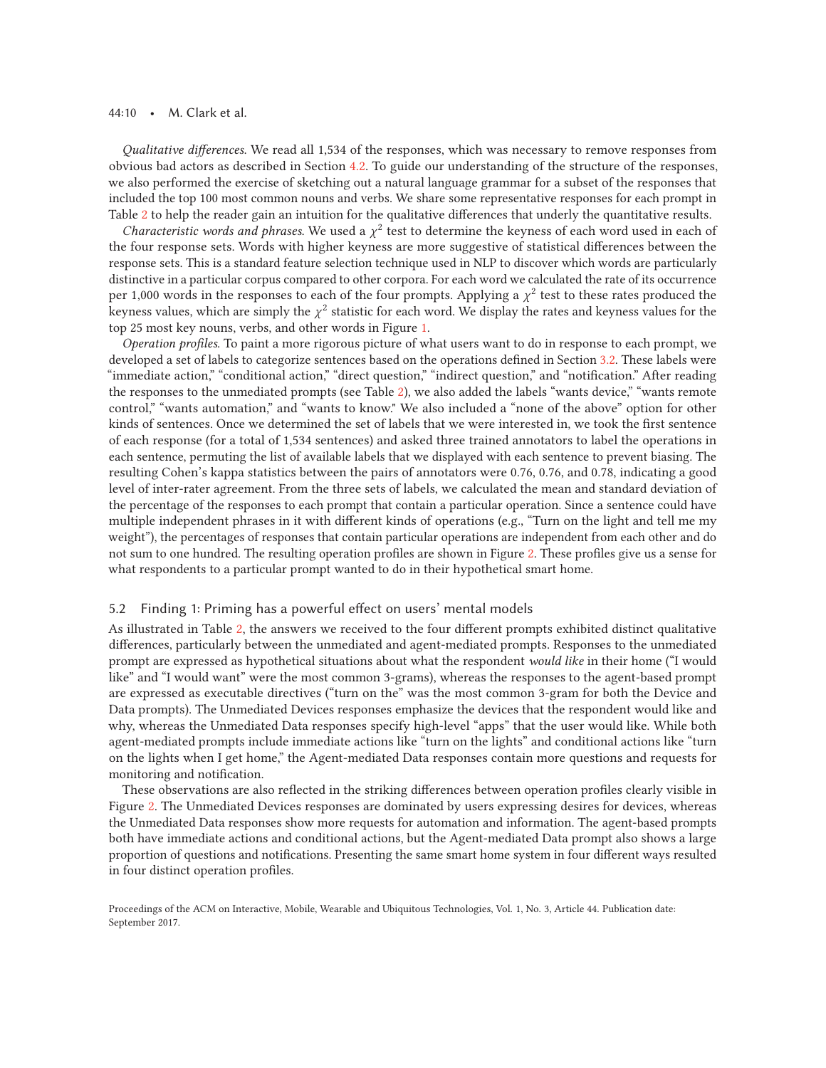*Qualitative differences.* We read all 1,534 of the responses, which was necessary to remove responses from obvious bad actors as described in Section 4.2. To guide our understanding of the structure of the responses, we also performed the exercise of sketching out a natural language grammar for a subset of the responses that included the top 100 most common nouns and verbs. We share some representative responses for each prompt in Table 2 to help the reader gain an intuition for the qualitative differences that underly the quantitative results.

*Characteristic words and phrases.* We used a $\chi^2$ test to determine the keyness of each word used in each of the four response sets. Words with higher keyness are more suggestive of statistical differences between the response sets. This is a standard feature selection technique used in NLP to discover which words are particularly distinctive in a particular corpus compared to other corpora. For each word we calculated the rate of its occurrence per 1,000 words in the responses to each of the four prompts. Applying a $\chi^2$ test to these rates produced the keyness values, which are simply the $\chi^2$ statistic for each word. We display the rates and keyness values for the top 25 most key nouns, verbs, and other words in Figure 1.

*Operation profiles.* To paint a more rigorous picture of what users want to do in response to each prompt, we developed a set of labels to categorize sentences based on the operations defined in Section 3.2. These labels were "immediate action," "conditional action," "direct question," "indirect question," and "notification." After reading the responses to the unmediated prompts (see Table 2), we also added the labels "wants device," "wants remote control," "wants automation," and "wants to know." We also included a "none of the above" option for other kinds of sentences. Once we determined the set of labels that we were interested in, we took the first sentence of each response (for a total of 1,534 sentences) and asked three trained annotators to label the operations in each sentence, permuting the list of available labels that we displayed with each sentence to prevent biasing. The resulting Cohen's kappa statistics between the pairs of annotators were 0.76, 0.76, and 0.78, indicating a good level of inter-rater agreement. From the three sets of labels, we calculated the mean and standard deviation of the percentage of the responses to each prompt that contain a particular operation. Since a sentence could have multiple independent phrases in it with different kinds of operations (e.g., "Turn on the light and tell me my weight"), the percentages of responses that contain particular operations are independent from each other and do not sum to one hundred. The resulting operation profiles are shown in Figure 2. These profiles give us a sense for what respondents to a particular prompt wanted to do in their hypothetical smart home.

## 5.2 Finding 1: Priming has a powerful effect on users' mental models

As illustrated in Table 2, the answers we received to the four different prompts exhibited distinct qualitative differences, particularly between the unmediated and agent-mediated prompts. Responses to the unmediated prompt are expressed as hypothetical situations about what the respondent *would like* in their home ("I would like" and "I would want" were the most common 3-grams), whereas the responses to the agent-based prompt are expressed as executable directives ("turn on the" was the most common 3-gram for both the Device and Data prompts). The Unmediated Devices responses emphasize the devices that the respondent would like and why, whereas the Unmediated Data responses specify high-level "apps" that the user would like. While both agent-mediated prompts include immediate actions like "turn on the lights" and conditional actions like "turn on the lights when I get home," the Agent-mediated Data responses contain more questions and requests for monitoring and notification.

These observations are also reflected in the striking differences between operation profiles clearly visible in Figure 2. The Unmediated Devices responses are dominated by users expressing desires for devices, whereas the Unmediated Data responses show more requests for automation and information. The agent-based prompts both have immediate actions and conditional actions, but the Agent-mediated Data prompt also shows a large proportion of questions and notifications. Presenting the same smart home system in four different ways resulted in four distinct operation profiles.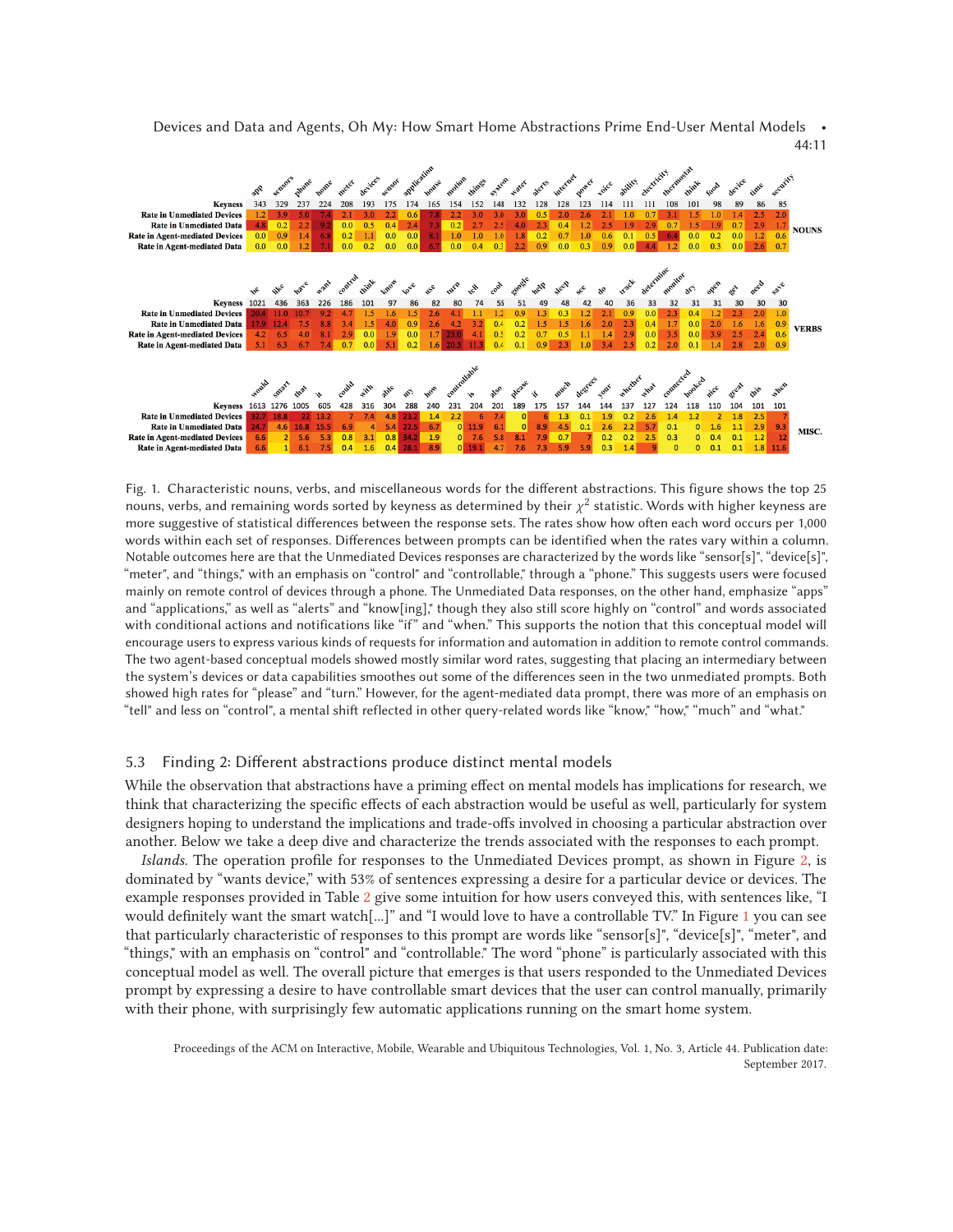| NOUNS | app | sensors | phone | home | meter | devices | sensor | application | house | motion | things | system | water | alerts | internet | power | voice | ability | electricity | thermostat | think | food | device | time | security |
|---|---|---|---|---|---|---|---|---|---|---|---|---|---|---|---|---|---|---|---|---|---|---|---|---|---|
| Keyness | 343 | 329 | 237 | 224 | 208 | 193 | 175 | 174 | 165 | 154 | 152 | 148 | 132 | 128 | 128 | 123 | 114 | 111 | 111 | 108 | 101 | 98 | 89 | 86 | 85 |
| Rate in Unmediated Devices | 1.2 | 3.9 | 5.0 | 7.4 | 2.1 | 3.0 | 2.2 | 0.6 | 7.8 | 2.2 | 3.0 | 3.0 | 3.0 | 0.5 | 2.0 | 2.6 | 2.1 | 1.0 | 0.7 | 3.1 | 1.5 | 1.0 | 1.4 | 2.5 | 2.0 |
| Rate in Unmediated Data | 4.8 | 0.2 | 2.2 | 9.2 | 0.0 | 0.5 | 0.4 | 2.4 | 7.3 | 0.2 | 2.7 | 2.5 | 4.0 | 2.3 | 0.4 | 1.2 | 2.5 | 1.9 | 2.9 | 0.7 | 1.5 | 1.9 | 0.7 | 2.9 | 1.7 |
| Rate in Agent-mediated Devices | 0.0 | 0.9 | 1.4 | 6.8 | 0.2 | 1.1 | 0.0 | 0.0 | 8.1 | 1.0 | 1.0 | 1.0 | 1.8 | 0.2 | 0.7 | 1.0 | 0.6 | 0.1 | 0.5 | 6.4 | 0.0 | 0.2 | 0.0 | 1.2 | 0.6 |
| Rate in Agent-mediated Data | 0.0 | 0.0 | 1.2 | 7.1 | 0.0 | 0.2 | 0.0 | 0.0 | 6.7 | 0.0 | 0.4 | 0.3 | 2.2 | 0.9 | 0.0 | 0.3 | 0.9 | 0.0 | 4.4 | 1.2 | 0.0 | 0.3 | 0.0 | 2.6 | 0.7 |

| VERBS | be | like | have | want | control | think | know | love | use | turn | tell | cool | google | help | sleep | see | do | track | determine | monitor | dry | open | get | need | save |
|---|---|---|---|---|---|---|---|---|---|---|---|---|---|---|---|---|---|---|---|---|---|---|---|---|---|
| Keyness | 1021 | 436 | 363 | 226 | 186 | 101 | 97 | 86 | 82 | 80 | 74 | 55 | 51 | 49 | 48 | 42 | 40 | 36 | 33 | 32 | 31 | 31 | 30 | 30 | 30 |
| Rate in Unmediated Devices | 20.4 | 11.0 | 10.7 | 9.2 | 4.7 | 1.5 | 1.6 | 1.5 | 2.6 | 4.1 | 1.1 | 1.2 | 0.9 | 1.3 | 0.3 | 1.2 | 2.1 | 0.9 | 0.0 | 2.3 | 0.4 | 1.2 | 2.3 | 2.0 | 1.0 |
| Rate in Unmediated Data | 17.9 | 12.4 | 7.5 | 8.8 | 3.4 | 1.5 | 4.0 | 0.9 | 2.6 | 4.2 | 3.2 | 0.4 | 0.2 | 1.5 | 1.5 | 1.6 | 2.0 | 2.3 | 0.4 | 1.7 | 0.0 | 2.0 | 1.6 | 1.6 | 0.9 |
| Rate in Agent-mediated Devices | 4.2 | 6.5 | 4.0 | 8.1 | 2.9 | 0.0 | 1.9 | 0.0 | 1.7 | 23.0 | 4.1 | 0.5 | 0.2 | 0.7 | 0.5 | 1.1 | 1.4 | 2.9 | 0.0 | 3.5 | 0.0 | 3.9 | 2.5 | 2.4 | 0.6 |
| Rate in Agent-mediated Data | 5.1 | 6.3 | 6.7 | 7.4 | 0.7 | 0.0 | 5.1 | 0.2 | 1.6 | 20.5 | 11.3 | 0.4 | 0.1 | 0.9 | 2.3 | 1.0 | 3.4 | 2.5 | 0.2 | 2.0 | 0.1 | 1.4 | 2.8 | 2.0 | 0.9 |

| MISC. | would | smart | that | it | could | with | able | my | how | controllable | is | also | please | if | much | degrees | your | whether | what | connected | booked | nice | great | this | when |
|---|---|---|---|---|---|---|---|---|---|---|---|---|---|---|---|---|---|---|---|---|---|---|---|---|---|
| Keyness | 1613 | 1276 | 1005 | 605 | 428 | 316 | 304 | 288 | 240 | 231 | 204 | 201 | 189 | 175 | 157 | 144 | 144 | 137 | 127 | 124 | 118 | 110 | 104 | 101 | 101 |
| Rate in Unmediated Devices | 32.7 | 18.8 | 22 | 13.2 | 7 | 7.4 | 4.8 | 23.2 | 1.4 | 2.2 | 6 | 7.4 | 0 | 6 | 1.3 | 0.1 | 1.9 | 0.2 | 2.6 | 1.4 | 1.2 | 2 | 1.8 | 2.5 | 7 |
| Rate in Unmediated Data | 24.7 | 4.6 | 16.8 | 15.5 | 6.9 | 4 | 5.4 | 22.5 | 6.7 | 0 | 11.9 | 6.1 | 0 | 8.9 | 4.5 | 0.1 | 2.6 | 2.2 | 5.7 | 0.1 | 0 | 1.6 | 1.1 | 2.9 | 9.3 |
| Rate in Agent-mediated Devices | 6.6 | 2 | 5.6 | 5.3 | 0.8 | 3.1 | 0.8 | 34.2 | 1.9 | 0 | 7.6 | 5.8 | 8.1 | 7.9 | 0.7 | 7 | 0.2 | 0.2 | 2.5 | 0.3 | 0 | 0.4 | 0.1 | 1.2 | 12 |
| Rate in Agent-mediated Data | 6.6 | 1 | 6.1 | 7.5 | 0.4 | 1.6 | 0.4 | 28.1 | 8.9 | 0 | 19.1 | 4.7 | 7.6 | 7.3 | 5.9 | 5.9 | 0.3 | 1.4 | 9 | 0 | 0 | 0.1 | 0.1 | 1.8 | 11.6 |

Fig. 1. Characteristic nouns, verbs, and miscellaneous words for the different abstractions. This figure shows the top 25 nouns, verbs, and remaining words sorted by keyness as determined by their $\chi^2$ statistic. Words with higher keyness are more suggestive of statistical differences between the response sets. The rates show how often each word occurs per 1,000 words within each set of responses. Differences between prompts can be identified when the rates vary within a column. Notable outcomes here are that the Unmediated Devices responses are characterized by the words like "sensor[s]", "device[s]", "meter", and "things," with an emphasis on "control" and "controllable," through a "phone." This suggests users were focused mainly on remote control of devices through a phone. The Unmediated Data responses, on the other hand, emphasize "apps" and "applications," as well as "alerts" and "know[ing]," though they also still score highly on "control" and words associated with conditional actions and notifications like "if" and "when." This supports the notion that this conceptual model will encourage users to express various kinds of requests for information and automation in addition to remote control commands. The two agent-based conceptual models showed mostly similar word rates, suggesting that placing an intermediary between the system's devices or data capabilities smoothes out some of the differences seen in the two unmediated prompts. Both showed high rates for "please" and "turn." However, for the agent-mediated data prompt, there was more of an emphasis on "tell" and less on "control", a mental shift reflected in other query-related words like "know," "how," "much" and "what."

### 5.3 Finding 2: Different abstractions produce distinct mental models

While the observation that abstractions have a priming effect on mental models has implications for research, we think that characterizing the specific effects of each abstraction would be useful as well, particularly for system designers hoping to understand the implications and trade-offs involved in choosing a particular abstraction over another. Below we take a deep dive and characterize the trends associated with the responses to each prompt.

*Islands.* The operation profile for responses to the Unmediated Devices prompt, as shown in Figure 2, is dominated by "wants device," with 53% of sentences expressing a desire for a particular device or devices. The example responses provided in Table 2 give some intuition for how users conveyed this, with sentences like, "I would definitely want the smart watch[...]" and "I would love to have a controllable TV." In Figure 1 you can see that particularly characteristic of responses to this prompt are words like "sensor[s]", "device[s]", "meter", and "things," with an emphasis on "control" and "controllable." The word "phone" is particularly associated with this conceptual model as well. The overall picture that emerges is that users responded to the Unmediated Devices prompt by expressing a desire to have controllable smart devices that the user can control manually, primarily with their phone, with surprisingly few automatic applications running on the smart home system.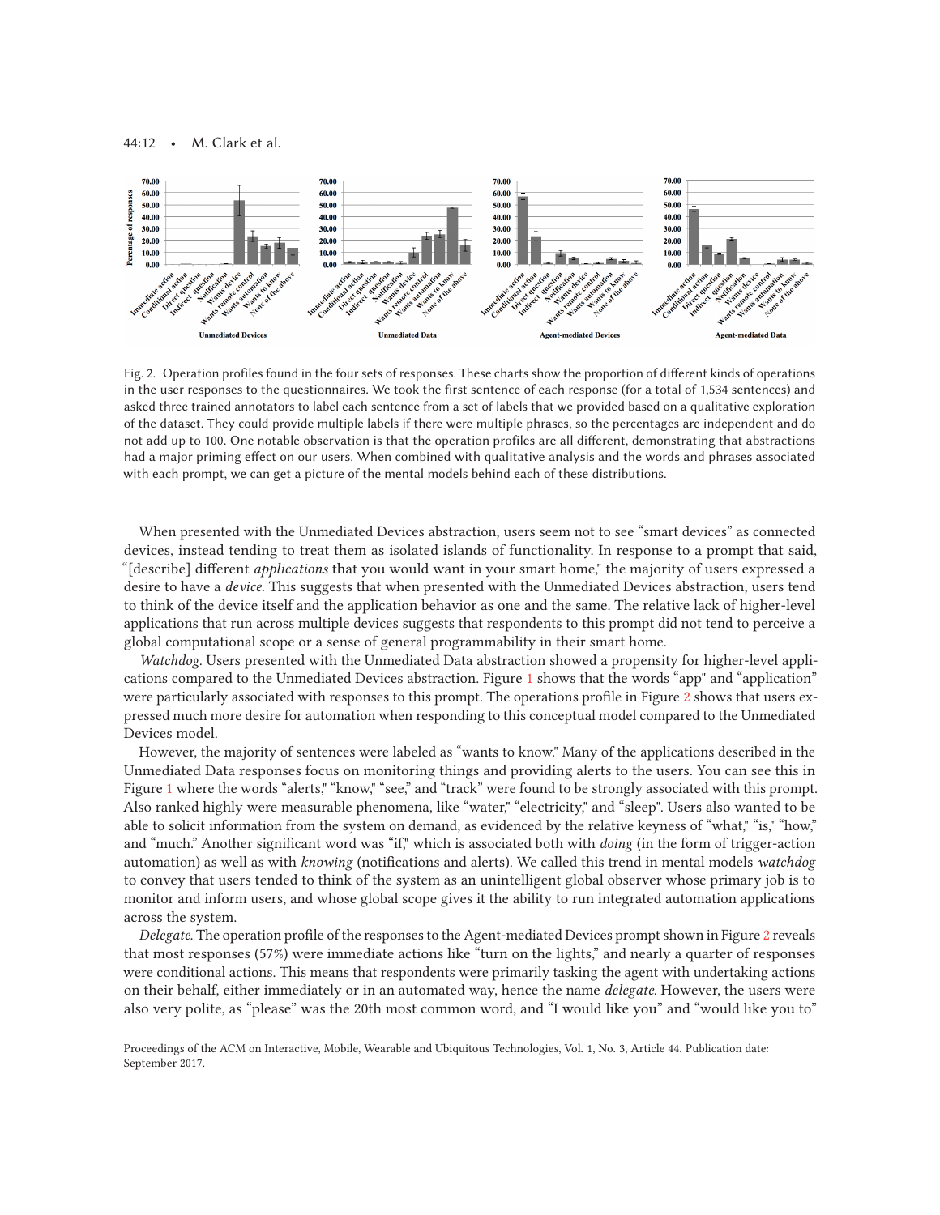Percentage of responses

70.00
60.00
50.00
40.00
30.00
20.00
10.00
0.00

Immediate action
Conditional action
Direct question
Indirect question
Notification
Wants device
Wants remote control
Wants automation
Wants to know
None of the above

Unmediated Devices

Unmediated Data

Agent-mediated Devices

Agent-mediated Data

Fig. 2. Operation profiles found in the four sets of responses. These charts show the proportion of different kinds of operations in the user responses to the questionnaires. We took the first sentence of each response (for a total of 1,534 sentences) and asked three trained annotators to label each sentence from a set of labels that we provided based on a qualitative exploration of the dataset. They could provide multiple labels if there were multiple phrases, so the percentages are independent and do not add up to 100. One notable observation is that the operation profiles are all different, demonstrating that abstractions had a major priming effect on our users. When combined with qualitative analysis and the words and phrases associated with each prompt, we can get a picture of the mental models behind each of these distributions.

When presented with the Unmediated Devices abstraction, users seem not to see "smart devices" as connected devices, instead tending to treat them as isolated islands of functionality. In response to a prompt that said, "[describe] different *applications* that you would want in your smart home," the majority of users expressed a desire to have a *device*. This suggests that when presented with the Unmediated Devices abstraction, users tend to think of the device itself and the application behavior as one and the same. The relative lack of higher-level applications that run across multiple devices suggests that respondents to this prompt did not tend to perceive a global computational scope or a sense of general programmability in their smart home.

*Watchdog.* Users presented with the Unmediated Data abstraction showed a propensity for higher-level applications compared to the Unmediated Devices abstraction. Figure 1 shows that the words "app" and "application" were particularly associated with responses to this prompt. The operations profile in Figure 2 shows that users expressed much more desire for automation when responding to this conceptual model compared to the Unmediated Devices model.

However, the majority of sentences were labeled as "wants to know." Many of the applications described in the Unmediated Data responses focus on monitoring things and providing alerts to the users. You can see this in Figure 1 where the words "alerts," "know," "see," and "track" were found to be strongly associated with this prompt. Also ranked highly were measurable phenomena, like "water," "electricity," and "sleep". Users also wanted to be able to solicit information from the system on demand, as evidenced by the relative keyness of "what," "is," "how," and "much." Another significant word was "if," which is associated both with *doing* (in the form of trigger-action automation) as well as with *knowing* (notifications and alerts). We called this trend in mental models *watchdog* to convey that users tended to think of the system as an unintelligent global observer whose primary job is to monitor and inform users, and whose global scope gives it the ability to run integrated automation applications across the system.

*Delegate.* The operation profile of the responses to the Agent-mediated Devices prompt shown in Figure 2 reveals that most responses (57%) were immediate actions like "turn on the lights," and nearly a quarter of responses were conditional actions. This means that respondents were primarily tasking the agent with undertaking actions on their behalf, either immediately or in an automated way, hence the name *delegate*. However, the users were also very polite, as "please" was the 20th most common word, and "I would like you" and "would like you to"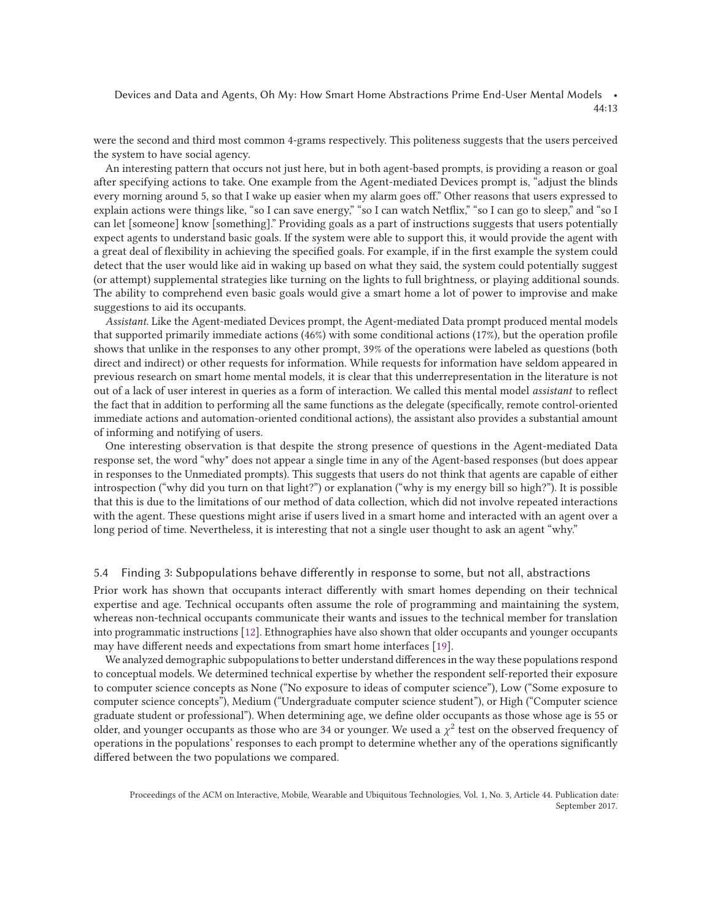were the second and third most common 4-grams respectively. This politeness suggests that the users perceived the system to have social agency.

An interesting pattern that occurs not just here, but in both agent-based prompts, is providing a reason or goal after specifying actions to take. One example from the Agent-mediated Devices prompt is, "adjust the blinds every morning around 5, so that I wake up easier when my alarm goes off." Other reasons that users expressed to explain actions were things like, "so I can save energy," "so I can watch Netflix," "so I can go to sleep," and "so I can let [someone] know [something]." Providing goals as a part of instructions suggests that users potentially expect agents to understand basic goals. If the system were able to support this, it would provide the agent with a great deal of flexibility in achieving the specified goals. For example, if in the first example the system could detect that the user would like aid in waking up based on what they said, the system could potentially suggest (or attempt) supplemental strategies like turning on the lights to full brightness, or playing additional sounds. The ability to comprehend even basic goals would give a smart home a lot of power to improvise and make suggestions to aid its occupants.

*Assistant.* Like the Agent-mediated Devices prompt, the Agent-mediated Data prompt produced mental models that supported primarily immediate actions (46%) with some conditional actions (17%), but the operation profile shows that unlike in the responses to any other prompt, 39% of the operations were labeled as questions (both direct and indirect) or other requests for information. While requests for information have seldom appeared in previous research on smart home mental models, it is clear that this underrepresentation in the literature is not out of a lack of user interest in queries as a form of interaction. We called this mental model *assistant* to reflect the fact that in addition to performing all the same functions as the delegate (specifically, remote control-oriented immediate actions and automation-oriented conditional actions), the assistant also provides a substantial amount of informing and notifying of users.

One interesting observation is that despite the strong presence of questions in the Agent-mediated Data response set, the word "why" does not appear a single time in any of the Agent-based responses (but does appear in responses to the Unmediated prompts). This suggests that users do not think that agents are capable of either introspection ("why did you turn on that light?") or explanation ("why is my energy bill so high?"). It is possible that this is due to the limitations of our method of data collection, which did not involve repeated interactions with the agent. These questions might arise if users lived in a smart home and interacted with an agent over a long period of time. Nevertheless, it is interesting that not a single user thought to ask an agent "why."

## 5.4 Finding 3: Subpopulations behave differently in response to some, but not all, abstractions

Prior work has shown that occupants interact differently with smart homes depending on their technical expertise and age. Technical occupants often assume the role of programming and maintaining the system, whereas non-technical occupants communicate their wants and issues to the technical member for translation into programmatic instructions [12]. Ethnographies have also shown that older occupants and younger occupants may have different needs and expectations from smart home interfaces [19].

We analyzed demographic subpopulations to better understand differences in the way these populations respond to conceptual models. We determined technical expertise by whether the respondent self-reported their exposure to computer science concepts as None ("No exposure to ideas of computer science"), Low ("Some exposure to computer science concepts"), Medium ("Undergraduate computer science student"), or High ("Computer science graduate student or professional"). When determining age, we define older occupants as those whose age is 55 or older, and younger occupants as those who are 34 or younger. We used a $\chi^2$ test on the observed frequency of operations in the populations' responses to each prompt to determine whether any of the operations significantly differed between the two populations we compared.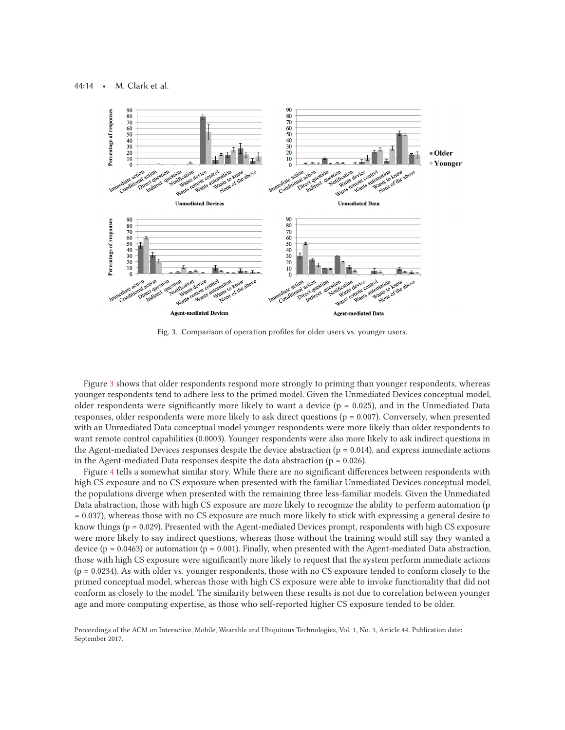Fig. 3. Comparison of operation profiles for older users vs. younger users.

Figure 3 shows that older respondents respond more strongly to priming than younger respondents, whereas younger respondents tend to adhere less to the primed model. Given the Unmediated Devices conceptual model, older respondents were significantly more likely to want a device (p = 0.025), and in the Unmediated Data responses, older respondents were more likely to ask direct questions (p = 0.007). Conversely, when presented with an Unmediated Data conceptual model younger respondents were more likely than older respondents to want remote control capabilities (0.0003). Younger respondents were also more likely to ask indirect questions in the Agent-mediated Devices responses despite the device abstraction (p = 0.014), and express immediate actions in the Agent-mediated Data responses despite the data abstraction (p = 0.026).

Figure 4 tells a somewhat similar story. While there are no significant differences between respondents with high CS exposure and no CS exposure when presented with the familiar Unmediated Devices conceptual model, the populations diverge when presented with the remaining three less-familiar models. Given the Unmediated Data abstraction, those with high CS exposure are more likely to recognize the ability to perform automation (p = 0.037), whereas those with no CS exposure are much more likely to stick with expressing a general desire to know things (p = 0.029). Presented with the Agent-mediated Devices prompt, respondents with high CS exposure were more likely to say indirect questions, whereas those without the training would still say they wanted a device (p = 0.0463) or automation (p = 0.001). Finally, when presented with the Agent-mediated Data abstraction, those with high CS exposure were significantly more likely to request that the system perform immediate actions (p = 0.0234). As with older vs. younger respondents, those with no CS exposure tended to conform closely to the primed conceptual model, whereas those with high CS exposure were able to invoke functionality that did not conform as closely to the model. The similarity between these results is not due to correlation between younger age and more computing expertise, as those who self-reported higher CS exposure tended to be older.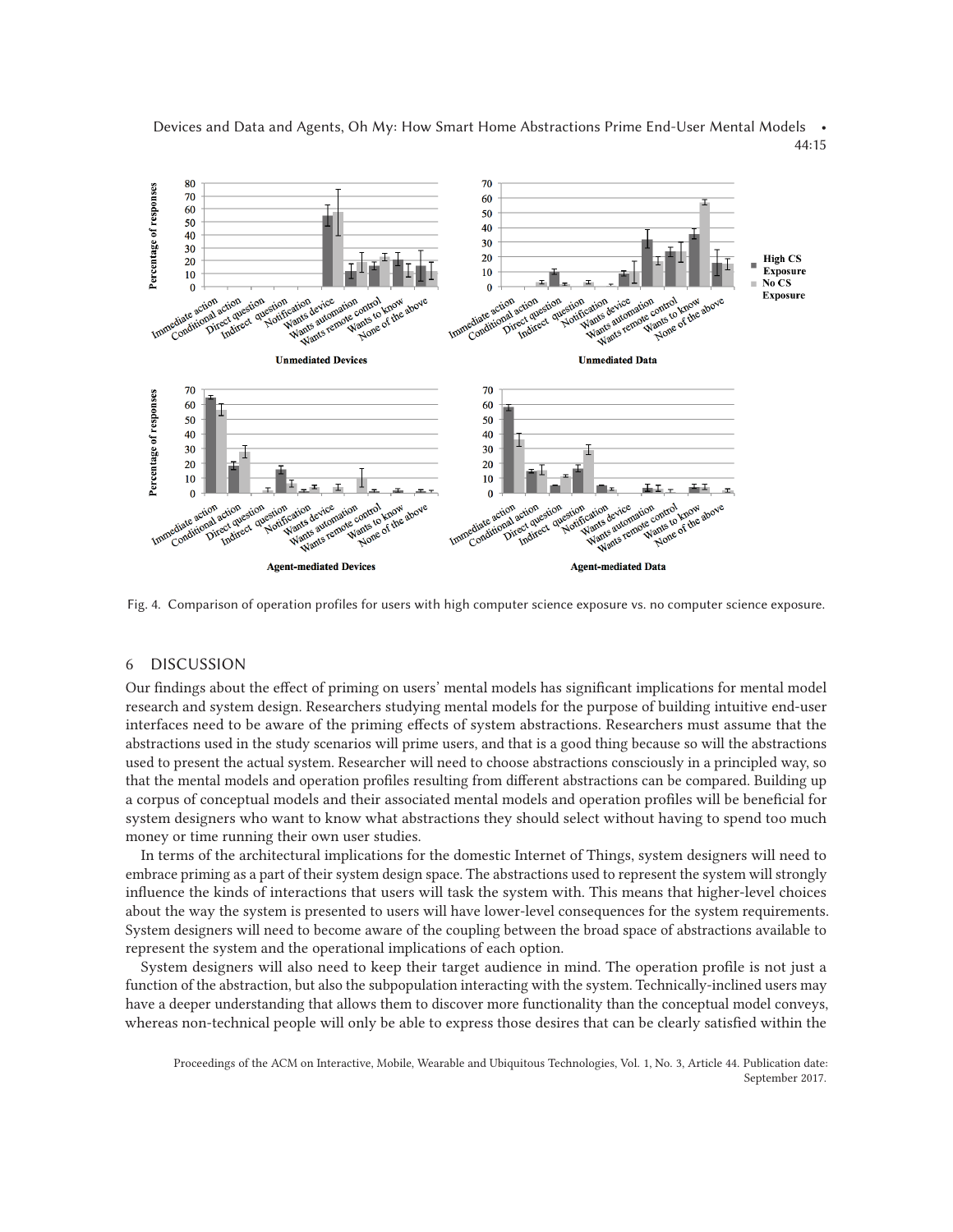Percentage of responses

80
70
60
50
40
30
20
10
0

Immediate action
Conditional action
Direct question
Indirect question
Notification
Wants device
Wants automation
Wants remote control
Wants to know
None of the above

**Unmediated Devices**

70
60
50
40
30
20
10
0

Immediate action
Conditional action
Direct question
Indirect question
Notification
Wants device
Wants automation
Wants remote control
Wants to know
None of the above

**Unmediated Data**

High CS Exposure
No CS Exposure

Percentage of responses

70
60
50
40
30
20
10
0

Immediate action
Conditional action
Direct question
Indirect question
Notification
Wants device
Wants automation
Wants remote control
Wants to know
None of the above

**Agent-mediated Devices**

70
60
50
40
30
20
10
0

Immediate action
Conditional action
Direct question
Indirect question
Notification
Wants device
Wants automation
Wants remote control
Wants to know
None of the above

**Agent-mediated Data**

Fig. 4. Comparison of operation profiles for users with high computer science exposure vs. no computer science exposure.

## 6 DISCUSSION

Our findings about the effect of priming on users' mental models has significant implications for mental model research and system design. Researchers studying mental models for the purpose of building intuitive end-user interfaces need to be aware of the priming effects of system abstractions. Researchers must assume that the abstractions used in the study scenarios will prime users, and that is a good thing because so will the abstractions used to present the actual system. Researcher will need to choose abstractions consciously in a principled way, so that the mental models and operation profiles resulting from different abstractions can be compared. Building up a corpus of conceptual models and their associated mental models and operation profiles will be beneficial for system designers who want to know what abstractions they should select without having to spend too much money or time running their own user studies.

In terms of the architectural implications for the domestic Internet of Things, system designers will need to embrace priming as a part of their system design space. The abstractions used to represent the system will strongly influence the kinds of interactions that users will task the system with. This means that higher-level choices about the way the system is presented to users will have lower-level consequences for the system requirements. System designers will need to become aware of the coupling between the broad space of abstractions available to represent the system and the operational implications of each option.

System designers will also need to keep their target audience in mind. The operation profile is not just a function of the abstraction, but also the subpopulation interacting with the system. Technically-inclined users may have a deeper understanding that allows them to discover more functionality than the conceptual model conveys, whereas non-technical people will only be able to express those desires that can be clearly satisfied within the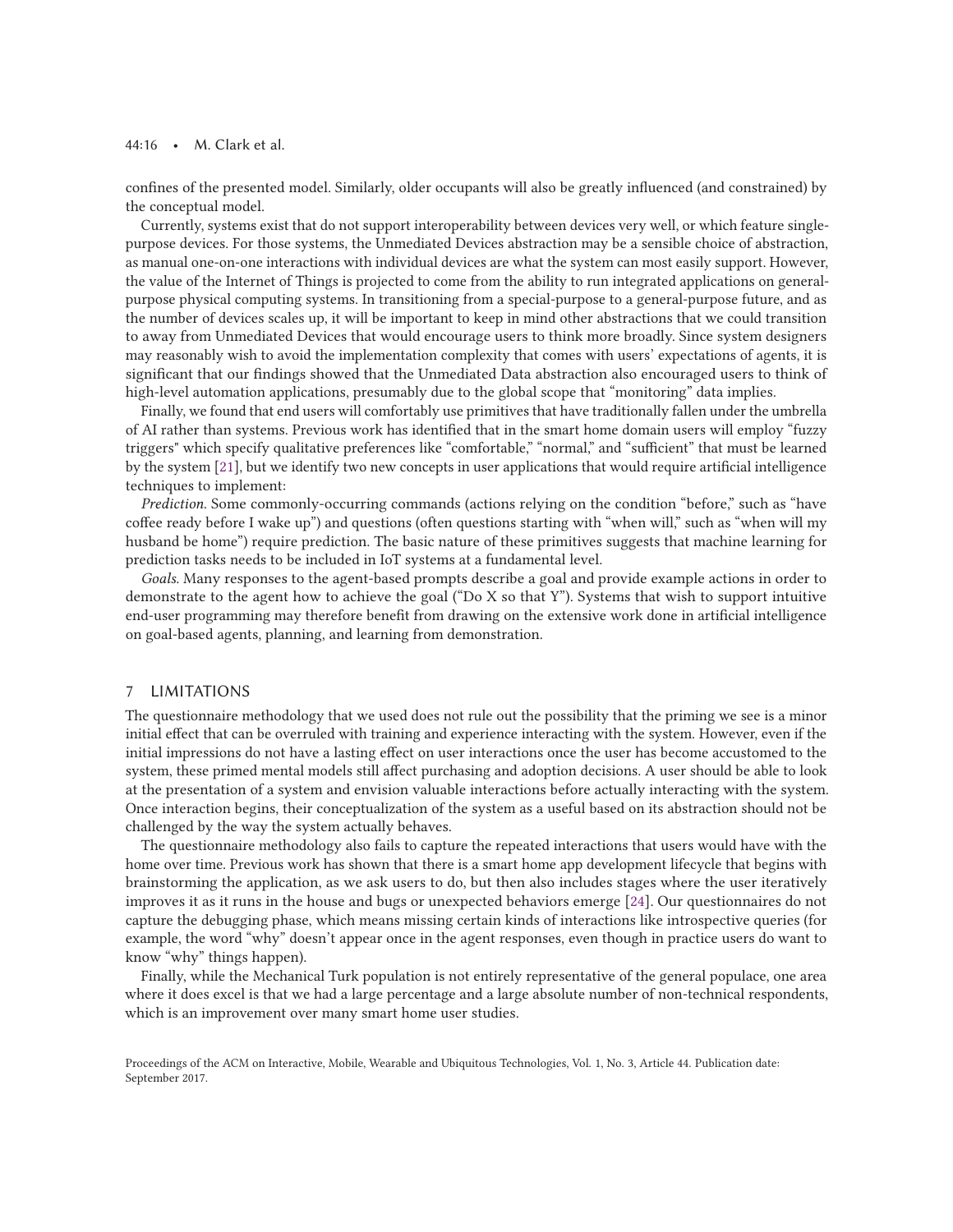confines of the presented model. Similarly, older occupants will also be greatly influenced (and constrained) by the conceptual model.

Currently, systems exist that do not support interoperability between devices very well, or which feature single-purpose devices. For those systems, the Unmediated Devices abstraction may be a sensible choice of abstraction, as manual one-on-one interactions with individual devices are what the system can most easily support. However, the value of the Internet of Things is projected to come from the ability to run integrated applications on general-purpose physical computing systems. In transitioning from a special-purpose to a general-purpose future, and as the number of devices scales up, it will be important to keep in mind other abstractions that we could transition to away from Unmediated Devices that would encourage users to think more broadly. Since system designers may reasonably wish to avoid the implementation complexity that comes with users' expectations of agents, it is significant that our findings showed that the Unmediated Data abstraction also encouraged users to think of high-level automation applications, presumably due to the global scope that "monitoring" data implies.

Finally, we found that end users will comfortably use primitives that have traditionally fallen under the umbrella of AI rather than systems. Previous work has identified that in the smart home domain users will employ "fuzzy triggers" which specify qualitative preferences like "comfortable," "normal," and "sufficient" that must be learned by the system [21], but we identify two new concepts in user applications that would require artificial intelligence techniques to implement:

*Prediction.* Some commonly-occurring commands (actions relying on the condition "before," such as "have coffee ready before I wake up") and questions (often questions starting with "when will," such as "when will my husband be home") require prediction. The basic nature of these primitives suggests that machine learning for prediction tasks needs to be included in IoT systems at a fundamental level.

*Goals.* Many responses to the agent-based prompts describe a goal and provide example actions in order to demonstrate to the agent how to achieve the goal ("Do X so that Y"). Systems that wish to support intuitive end-user programming may therefore benefit from drawing on the extensive work done in artificial intelligence on goal-based agents, planning, and learning from demonstration.

## 7 LIMITATIONS

The questionnaire methodology that we used does not rule out the possibility that the priming we see is a minor initial effect that can be overruled with training and experience interacting with the system. However, even if the initial impressions do not have a lasting effect on user interactions once the user has become accustomed to the system, these primed mental models still affect purchasing and adoption decisions. A user should be able to look at the presentation of a system and envision valuable interactions before actually interacting with the system. Once interaction begins, their conceptualization of the system as a useful based on its abstraction should not be challenged by the way the system actually behaves.

The questionnaire methodology also fails to capture the repeated interactions that users would have with the home over time. Previous work has shown that there is a smart home app development lifecycle that begins with brainstorming the application, as we ask users to do, but then also includes stages where the user iteratively improves it as it runs in the house and bugs or unexpected behaviors emerge [24]. Our questionnaires do not capture the debugging phase, which means missing certain kinds of interactions like introspective queries (for example, the word "why" doesn't appear once in the agent responses, even though in practice users do want to know "why" things happen).

Finally, while the Mechanical Turk population is not entirely representative of the general populace, one area where it does excel is that we had a large percentage and a large absolute number of non-technical respondents, which is an improvement over many smart home user studies.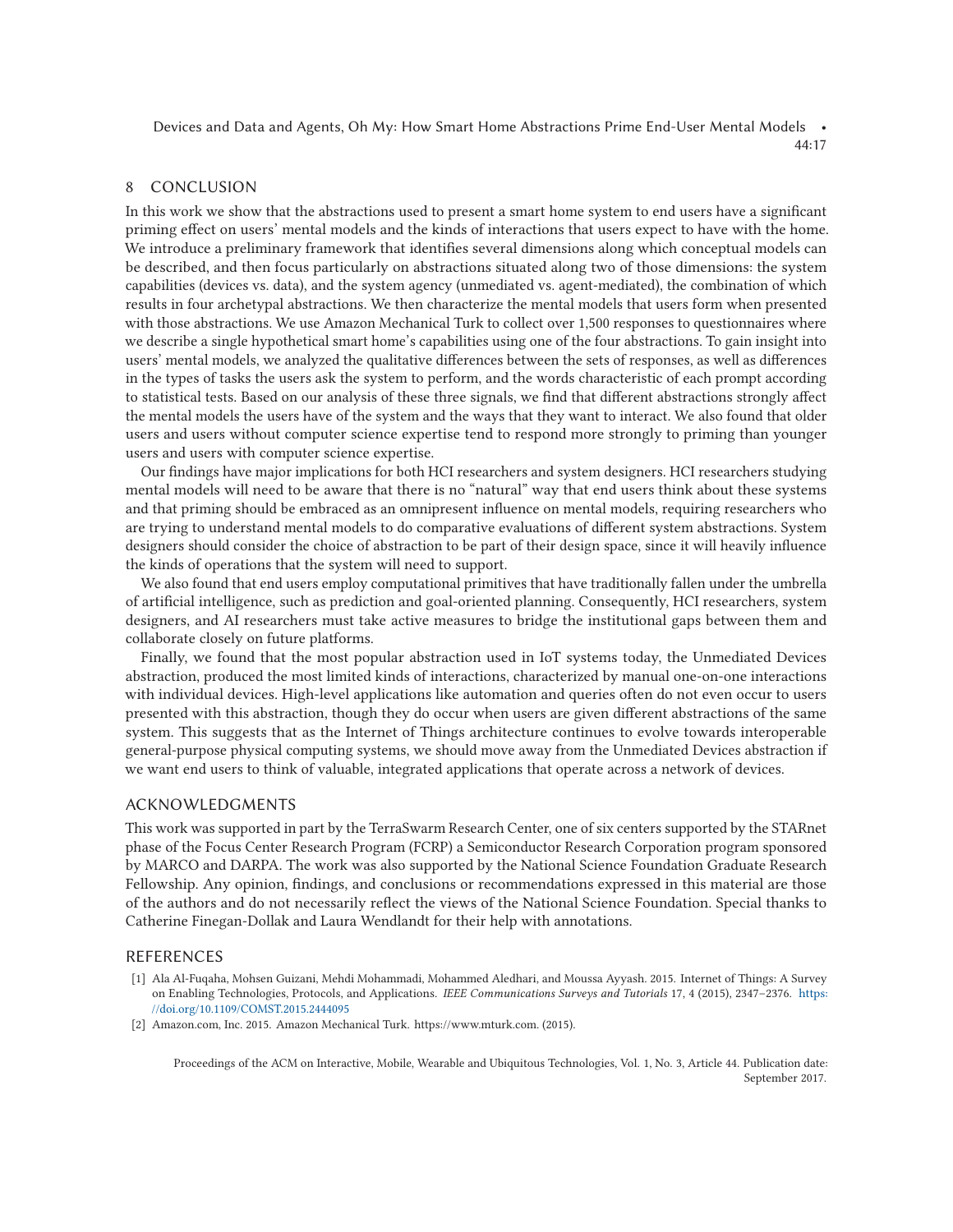## 8 CONCLUSION

In this work we show that the abstractions used to present a smart home system to end users have a significant priming effect on users' mental models and the kinds of interactions that users expect to have with the home. We introduce a preliminary framework that identifies several dimensions along which conceptual models can be described, and then focus particularly on abstractions situated along two of those dimensions: the system capabilities (devices vs. data), and the system agency (unmediated vs. agent-mediated), the combination of which results in four archetypal abstractions. We then characterize the mental models that users form when presented with those abstractions. We use Amazon Mechanical Turk to collect over 1,500 responses to questionnaires where we describe a single hypothetical smart home's capabilities using one of the four abstractions. To gain insight into users' mental models, we analyzed the qualitative differences between the sets of responses, as well as differences in the types of tasks the users ask the system to perform, and the words characteristic of each prompt according to statistical tests. Based on our analysis of these three signals, we find that different abstractions strongly affect the mental models the users have of the system and the ways that they want to interact. We also found that older users and users without computer science expertise tend to respond more strongly to priming than younger users and users with computer science expertise.

Our findings have major implications for both HCI researchers and system designers. HCI researchers studying mental models will need to be aware that there is no "natural" way that end users think about these systems and that priming should be embraced as an omnipresent influence on mental models, requiring researchers who are trying to understand mental models to do comparative evaluations of different system abstractions. System designers should consider the choice of abstraction to be part of their design space, since it will heavily influence the kinds of operations that the system will need to support.

We also found that end users employ computational primitives that have traditionally fallen under the umbrella of artificial intelligence, such as prediction and goal-oriented planning. Consequently, HCI researchers, system designers, and AI researchers must take active measures to bridge the institutional gaps between them and collaborate closely on future platforms.

Finally, we found that the most popular abstraction used in IoT systems today, the Unmediated Devices abstraction, produced the most limited kinds of interactions, characterized by manual one-on-one interactions with individual devices. High-level applications like automation and queries often do not even occur to users presented with this abstraction, though they do occur when users are given different abstractions of the same system. This suggests that as the Internet of Things architecture continues to evolve towards interoperable general-purpose physical computing systems, we should move away from the Unmediated Devices abstraction if we want end users to think of valuable, integrated applications that operate across a network of devices.

## ACKNOWLEDGMENTS

This work was supported in part by the TerraSwarm Research Center, one of six centers supported by the STARnet phase of the Focus Center Research Program (FCRP) a Semiconductor Research Corporation program sponsored by MARCO and DARPA. The work was also supported by the National Science Foundation Graduate Research Fellowship. Any opinion, findings, and conclusions or recommendations expressed in this material are those of the authors and do not necessarily reflect the views of the National Science Foundation. Special thanks to Catherine Finegan-Dollak and Laura Wendlandt for their help with annotations.

## REFERENCES

[1] Ala Al-Fuqaha, Mohsen Guizani, Mehdi Mohammadi, Mohammed Aledhari, and Moussa Ayyash. 2015. Internet of Things: A Survey on Enabling Technologies, Protocols, and Applications. *IEEE Communications Surveys and Tutorials* 17, 4 (2015), 2347–2376. https://doi.org/10.1109/COMST.2015.2444095

[2] Amazon.com, Inc. 2015. Amazon Mechanical Turk. https://www.mturk.com. (2015).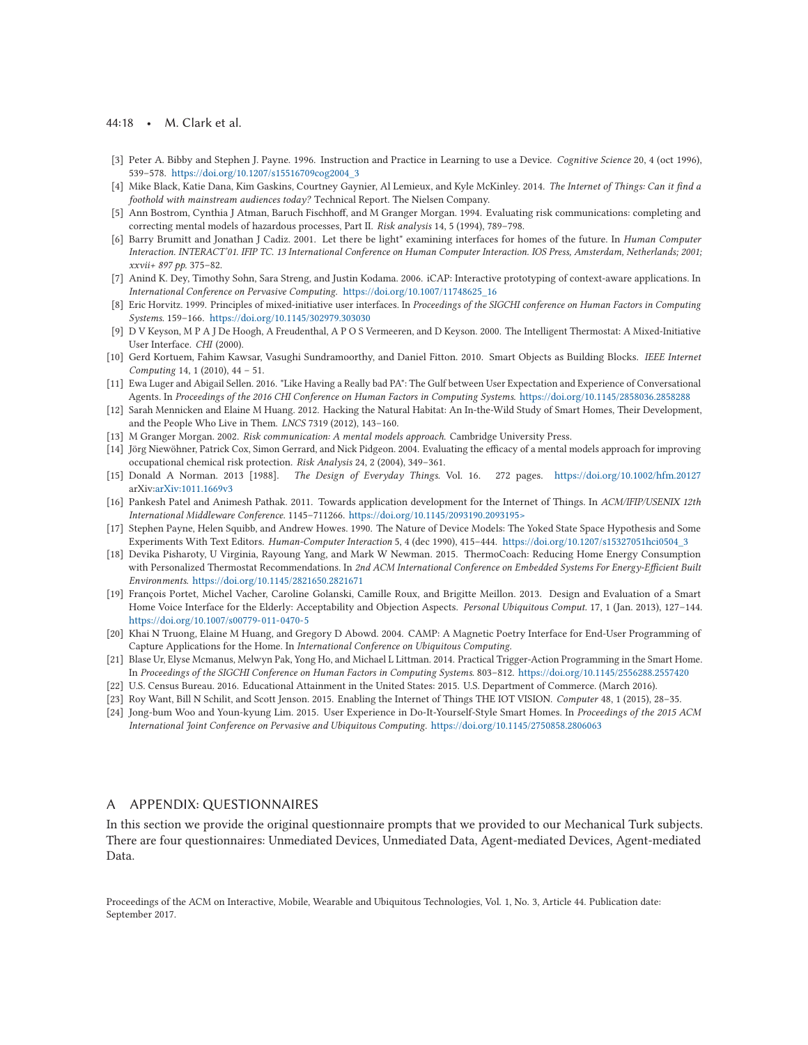[3] Peter A. Bibby and Stephen J. Payne. 1996. Instruction and Practice in Learning to use a Device. *Cognitive Science* 20, 4 (oct 1996), 539–578. https://doi.org/10.1207/s15516709cog2004_3

[4] Mike Black, Katie Dana, Kim Gaskins, Courtney Gaynier, Al Lemieux, and Kyle McKinley. 2014. *The Internet of Things: Can it find a foothold with mainstream audiences today?* Technical Report. The Nielsen Company.

[5] Ann Bostrom, Cynthia J Atman, Baruch Fischhoff, and M Granger Morgan. 1994. Evaluating risk communications: completing and correcting mental models of hazardous processes, Part II. *Risk analysis* 14, 5 (1994), 789–798.

[6] Barry Brumitt and Jonathan J Cadiz. 2001. Let there be light" examining interfaces for homes of the future. In *Human Computer Interaction. INTERACT'01. IFIP TC. 13 International Conference on Human Computer Interaction. IOS Press, Amsterdam, Netherlands; 2001; xxvii+ 897 pp.* 375–82.

[7] Anind K. Dey, Timothy Sohn, Sara Streng, and Justin Kodama. 2006. iCAP: Interactive prototyping of context-aware applications. In *International Conference on Pervasive Computing*. https://doi.org/10.1007/11748625_16

[8] Eric Horvitz. 1999. Principles of mixed-initiative user interfaces. In *Proceedings of the SIGCHI conference on Human Factors in Computing Systems*. 159–166. https://doi.org/10.1145/302979.303030

[9] D V Keyson, M P A J De Hoogh, A Freudenthal, A P O S Vermeeren, and D Keyson. 2000. The Intelligent Thermostat: A Mixed-Initiative User Interface. *CHI* (2000).

[10] Gerd Kortuem, Fahim Kawsar, Vasughi Sundramoorthy, and Daniel Fitton. 2010. Smart Objects as Building Blocks. *IEEE Internet Computing* 14, 1 (2010), 44 – 51.

[11] Ewa Luger and Abigail Sellen. 2016. "Like Having a Really bad PA": The Gulf between User Expectation and Experience of Conversational Agents. In *Proceedings of the 2016 CHI Conference on Human Factors in Computing Systems*. https://doi.org/10.1145/2858036.2858288

[12] Sarah Mennicken and Elaine M Huang. 2012. Hacking the Natural Habitat: An In-the-Wild Study of Smart Homes, Their Development, and the People Who Live in Them. *LNCS* 7319 (2012), 143–160.

[13] M Granger Morgan. 2002. *Risk communication: A mental models approach*. Cambridge University Press.

[14] Jörg Niewöhner, Patrick Cox, Simon Gerrard, and Nick Pidgeon. 2004. Evaluating the efficacy of a mental models approach for improving occupational chemical risk protection. *Risk Analysis* 24, 2 (2004), 349–361.

[15] Donald A Norman. 2013 [1988]. *The Design of Everyday Things*. Vol. 16. 272 pages. https://doi.org/10.1002/hfm.20127 arXiv:arXiv:1011.1669v3

[16] Pankesh Patel and Animesh Pathak. 2011. Towards application development for the Internet of Things. In *ACM/IFIP/USENIX 12th International Middleware Conference*. 1145–711266. https://doi.org/10.1145/2093190.2093195>

[17] Stephen Payne, Helen Squibb, and Andrew Howes. 1990. The Nature of Device Models: The Yoked State Space Hypothesis and Some Experiments With Text Editors. *Human-Computer Interaction* 5, 4 (dec 1990), 415–444. https://doi.org/10.1207/s15327051hci0504_3

[18] Devika Pisharoty, U Virginia, Rayoung Yang, and Mark W Newman. 2015. ThermoCoach: Reducing Home Energy Consumption with Personalized Thermostat Recommendations. In *2nd ACM International Conference on Embedded Systems For Energy-Efficient Built Environments*. https://doi.org/10.1145/2821650.2821671

[19] François Portet, Michel Vacher, Caroline Golanski, Camille Roux, and Brigitte Meillon. 2013. Design and Evaluation of a Smart Home Voice Interface for the Elderly: Acceptability and Objection Aspects. *Personal Ubiquitous Comput.* 17, 1 (Jan. 2013), 127–144. https://doi.org/10.1007/s00779-011-0470-5

[20] Khai N Truong, Elaine M Huang, and Gregory D Abowd. 2004. CAMP: A Magnetic Poetry Interface for End-User Programming of Capture Applications for the Home. In *International Conference on Ubiquitous Computing*.

[21] Blase Ur, Elyse Mcmanus, Melwyn Pak, Yong Ho, and Michael L Littman. 2014. Practical Trigger-Action Programming in the Smart Home. In *Proceedings of the SIGCHI Conference on Human Factors in Computing Systems*. 803–812. https://doi.org/10.1145/2556288.2557420

[22] U.S. Census Bureau. 2016. Educational Attainment in the United States: 2015. U.S. Department of Commerce. (March 2016).

[23] Roy Want, Bill N Schilit, and Scott Jenson. 2015. Enabling the Internet of Things THE IOT VISION. *Computer* 48, 1 (2015), 28–35.

[24] Jong-bum Woo and Youn-kyung Lim. 2015. User Experience in Do-It-Yourself-Style Smart Homes. In *Proceedings of the 2015 ACM International Joint Conference on Pervasive and Ubiquitous Computing*. https://doi.org/10.1145/2750858.2806063

## A APPENDIX: QUESTIONNAIRES

In this section we provide the original questionnaire prompts that we provided to our Mechanical Turk subjects. There are four questionnaires: Unmediated Devices, Unmediated Data, Agent-mediated Devices, Agent-mediated Data.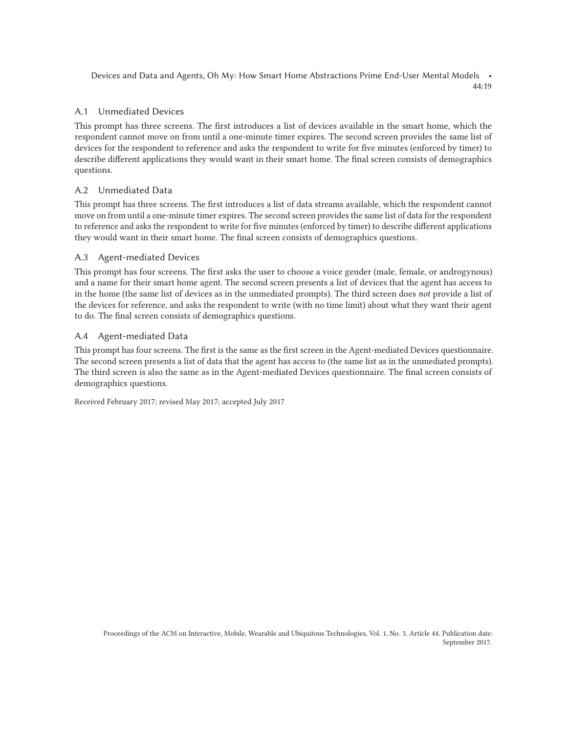### A.1 Unmediated Devices

This prompt has three screens. The first introduces a list of devices available in the smart home, which the respondent cannot move on from until a one-minute timer expires. The second screen provides the same list of devices for the respondent to reference and asks the respondent to write for five minutes (enforced by timer) to describe different applications they would want in their smart home. The final screen consists of demographics questions.

### A.2 Unmediated Data

This prompt has three screens. The first introduces a list of data streams available, which the respondent cannot move on from until a one-minute timer expires. The second screen provides the same list of data for the respondent to reference and asks the respondent to write for five minutes (enforced by timer) to describe different applications they would want in their smart home. The final screen consists of demographics questions.

### A.3 Agent-mediated Devices

This prompt has four screens. The first asks the user to choose a voice gender (male, female, or androgynous) and a name for their smart home agent. The second screen presents a list of devices that the agent has access to in the home (the same list of devices as in the unmediated prompts). The third screen does *not* provide a list of the devices for reference, and asks the respondent to write (with no time limit) about what they want their agent to do. The final screen consists of demographics questions.

### A.4 Agent-mediated Data

This prompt has four screens. The first is the same as the first screen in the Agent-mediated Devices questionnaire. The second screen presents a list of data that the agent has access to (the same list as in the unmediated prompts). The third screen is also the same as in the Agent-mediated Devices questionnaire. The final screen consists of demographics questions.

Received February 2017; revised May 2017; accepted July 2017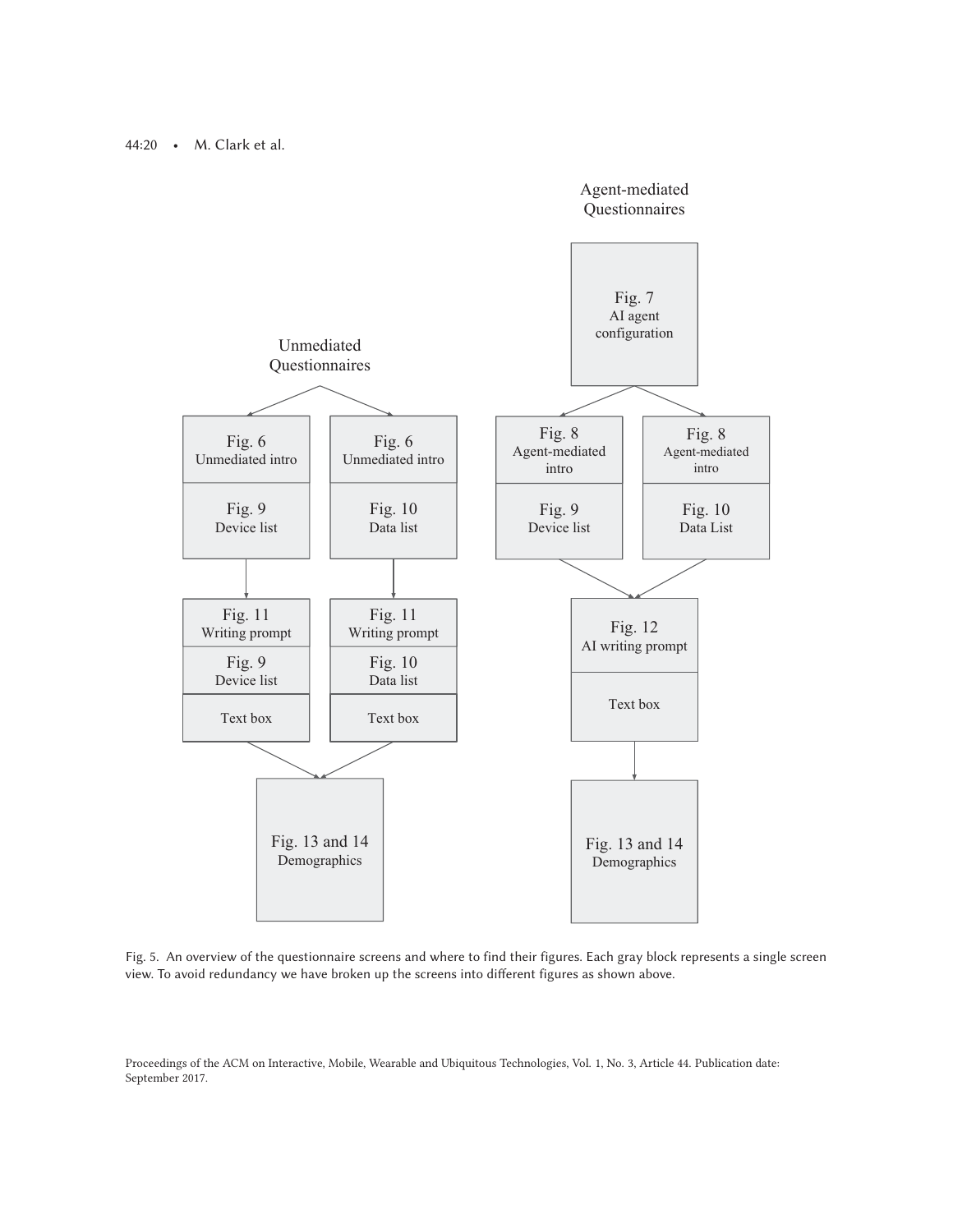Agent-mediated Questionnaires

Unmediated Questionnaires

Fig. 6 Unmediated intro | Fig. 9 Device list

Fig. 6 Unmediated intro | Fig. 10 Data list

Fig. 11 Writing prompt | Fig. 9 Device list | Text box

Fig. 11 Writing prompt | Fig. 10 Data list | Text box

Fig. 13 and 14 Demographics

Fig. 7 AI agent configuration

Fig. 8 Agent-mediated intro | Fig. 9 Device list

Fig. 8 Agent-mediated intro | Fig. 10 Data List

Fig. 12 AI writing prompt | Text box

Fig. 13 and 14 Demographics

Fig. 5. An overview of the questionnaire screens and where to find their figures. Each gray block represents a single screen view. To avoid redundancy we have broken up the screens into different figures as shown above.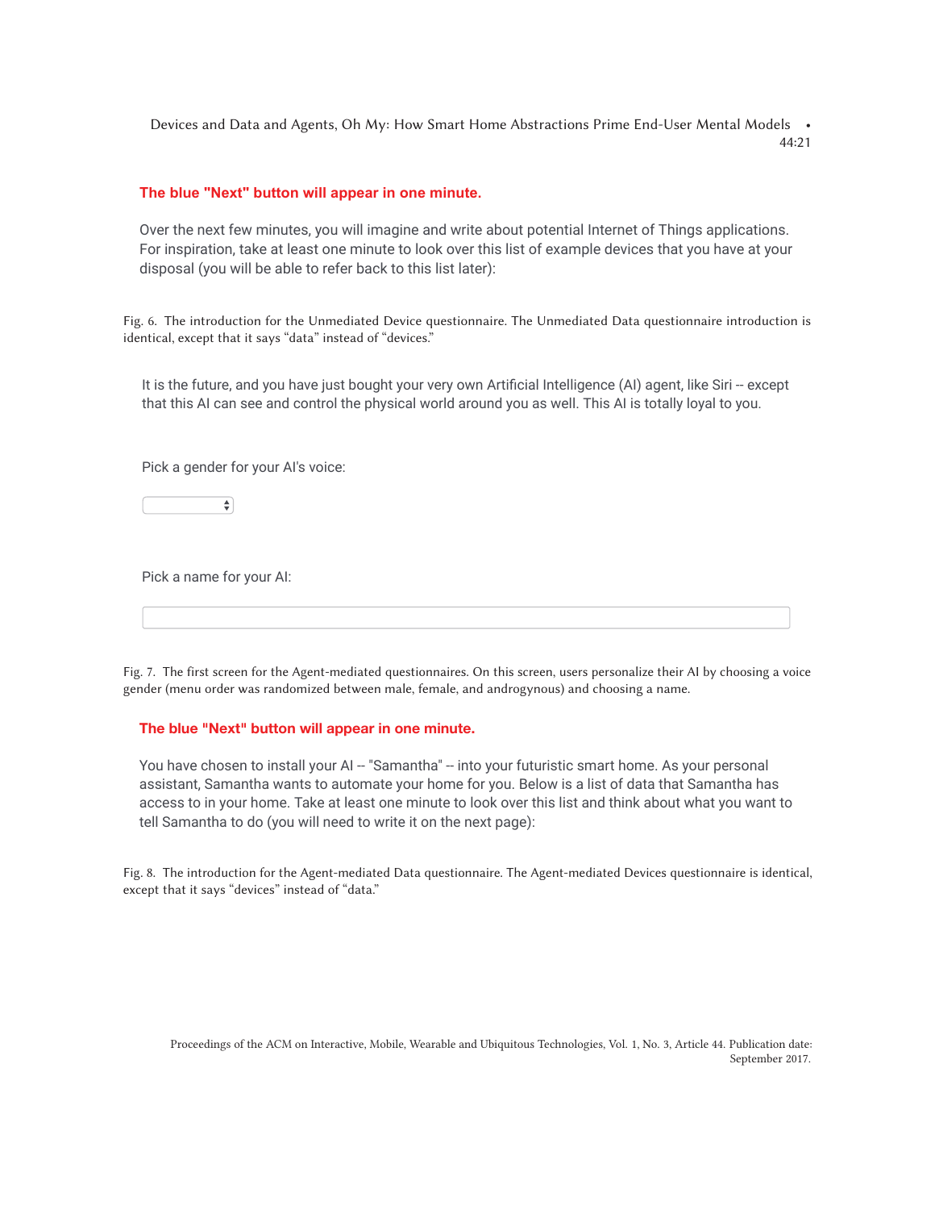**The blue "Next" button will appear in one minute.**

Over the next few minutes, you will imagine and write about potential Internet of Things applications. For inspiration, take at least one minute to look over this list of example devices that you have at your disposal (you will be able to refer back to this list later):

Fig. 6. The introduction for the Unmediated Device questionnaire. The Unmediated Data questionnaire introduction is identical, except that it says "data" instead of "devices."

It is the future, and you have just bought your very own Artificial Intelligence (AI) agent, like Siri -- except that this AI can see and control the physical world around you as well. This AI is totally loyal to you.

Pick a gender for your AI's voice:

Pick a name for your AI:

Fig. 7. The first screen for the Agent-mediated questionnaires. On this screen, users personalize their AI by choosing a voice gender (menu order was randomized between male, female, and androgynous) and choosing a name.

**The blue "Next" button will appear in one minute.**

You have chosen to install your AI -- "Samantha" -- into your futuristic smart home. As your personal assistant, Samantha wants to automate your home for you. Below is a list of data that Samantha has access to in your home. Take at least one minute to look over this list and think about what you want to tell Samantha to do (you will need to write it on the next page):

Fig. 8. The introduction for the Agent-mediated Data questionnaire. The Agent-mediated Devices questionnaire is identical, except that it says "devices" instead of "data."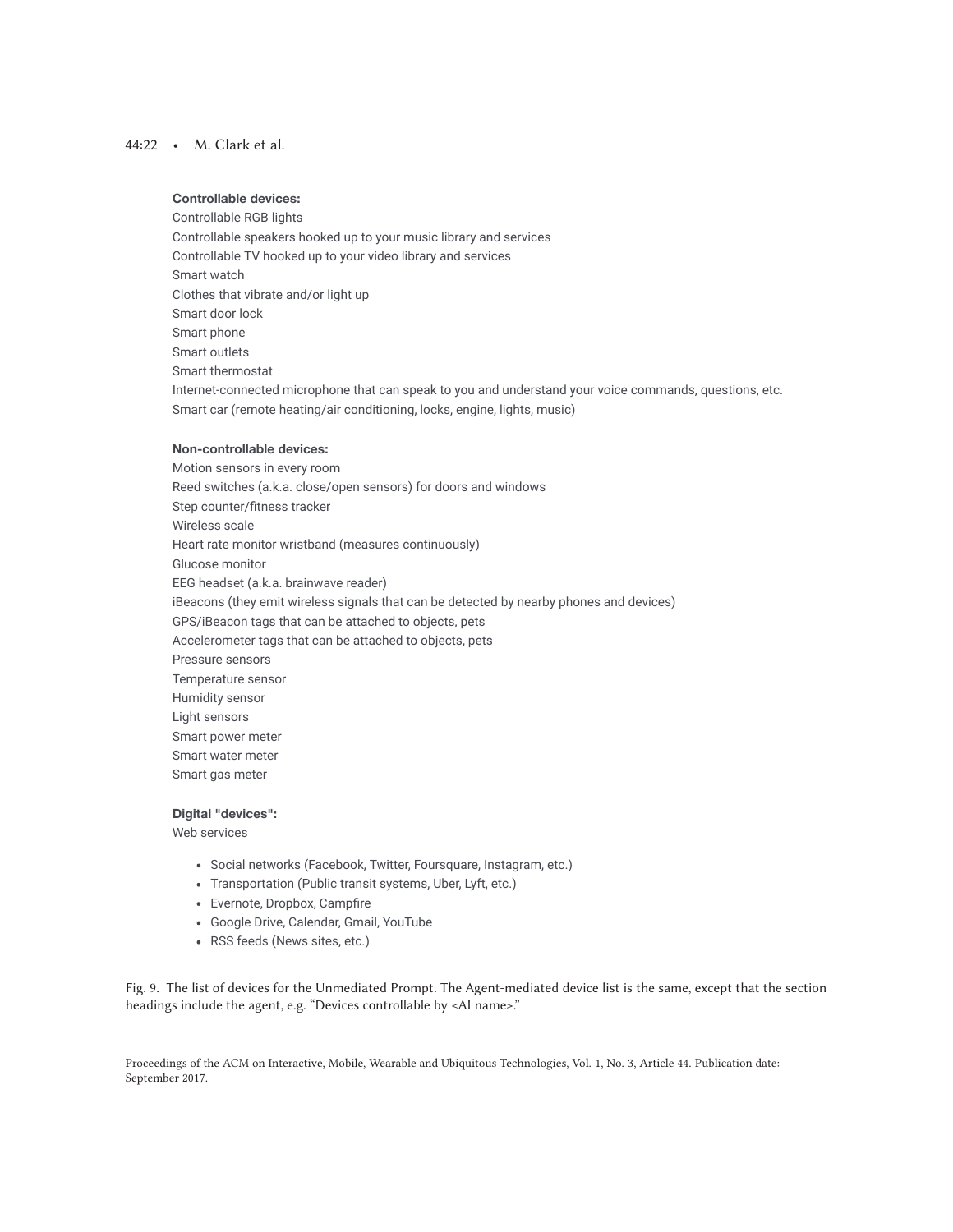**Controllable devices:**

Controllable RGB lights
Controllable speakers hooked up to your music library and services
Controllable TV hooked up to your video library and services
Smart watch
Clothes that vibrate and/or light up
Smart door lock
Smart phone
Smart outlets
Smart thermostat
Internet-connected microphone that can speak to you and understand your voice commands, questions, etc.
Smart car (remote heating/air conditioning, locks, engine, lights, music)

**Non-controllable devices:**

Motion sensors in every room
Reed switches (a.k.a. close/open sensors) for doors and windows
Step counter/fitness tracker
Wireless scale
Heart rate monitor wristband (measures continuously)
Glucose monitor
EEG headset (a.k.a. brainwave reader)
iBeacons (they emit wireless signals that can be detected by nearby phones and devices)
GPS/iBeacon tags that can be attached to objects, pets
Accelerometer tags that can be attached to objects, pets
Pressure sensors
Temperature sensor
Humidity sensor
Light sensors
Smart power meter
Smart water meter
Smart gas meter

**Digital "devices":**

Web services

- Social networks (Facebook, Twitter, Foursquare, Instagram, etc.)
- Transportation (Public transit systems, Uber, Lyft, etc.)
- Evernote, Dropbox, Campfire
- Google Drive, Calendar, Gmail, YouTube
- RSS feeds (News sites, etc.)

Fig. 9. The list of devices for the Unmediated Prompt. The Agent-mediated device list is the same, except that the section headings include the agent, e.g. "Devices controllable by <AI name>."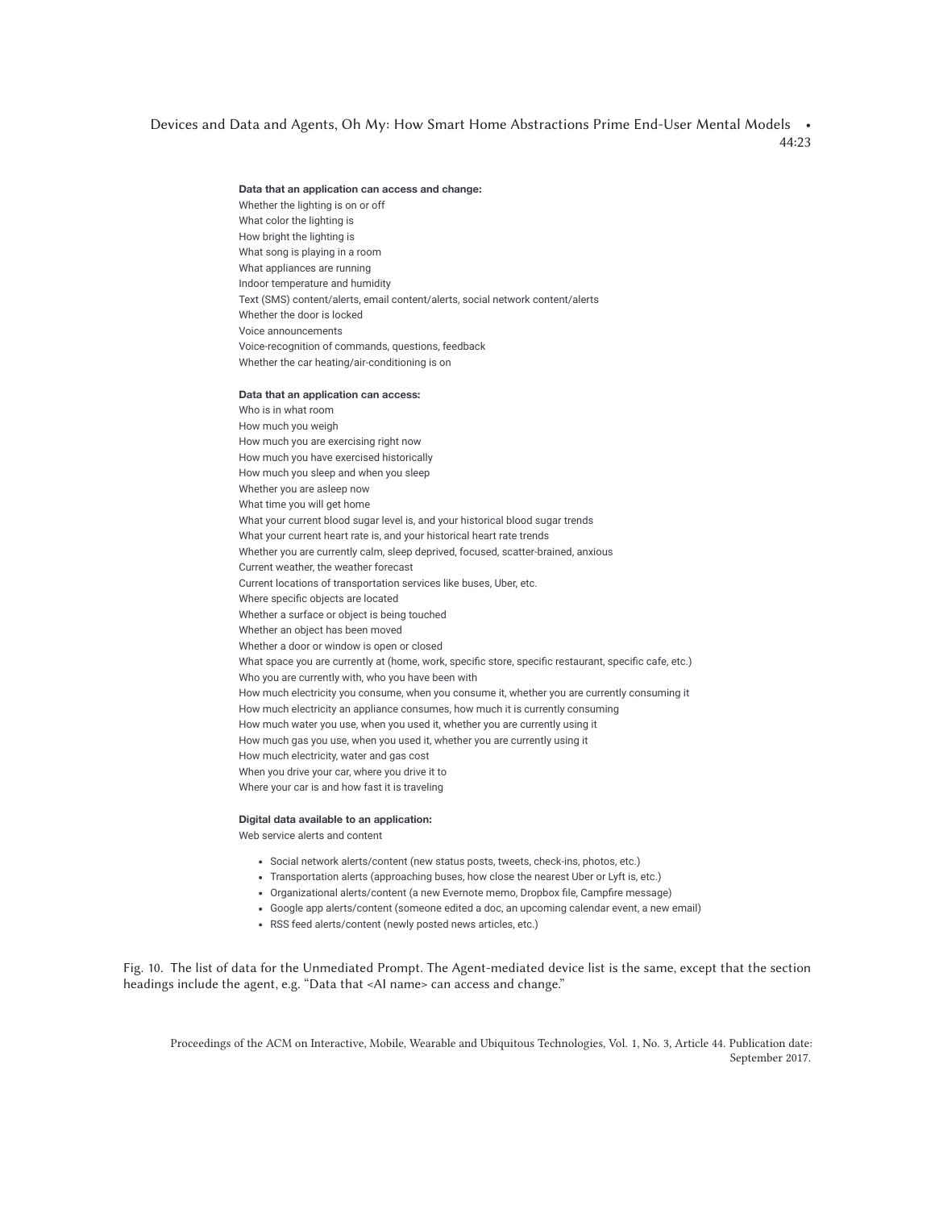**Data that an application can access and change:**

Whether the lighting is on or off
What color the lighting is
How bright the lighting is
What song is playing in a room
What appliances are running
Indoor temperature and humidity
Text (SMS) content/alerts, email content/alerts, social network content/alerts
Whether the door is locked
Voice announcements
Voice-recognition of commands, questions, feedback
Whether the car heating/air-conditioning is on

**Data that an application can access:**

Who is in what room
How much you weigh
How much you are exercising right now
How much you have exercised historically
How much you sleep and when you sleep
Whether you are asleep now
What time you will get home
What your current blood sugar level is, and your historical blood sugar trends
What your current heart rate is, and your historical heart rate trends
Whether you are currently calm, sleep deprived, focused, scatter-brained, anxious
Current weather, the weather forecast
Current locations of transportation services like buses, Uber, etc.
Where specific objects are located
Whether a surface or object is being touched
Whether an object has been moved
Whether a door or window is open or closed
What space you are currently at (home, work, specific store, specific restaurant, specific cafe, etc.)
Who you are currently with, who you have been with
How much electricity you consume, when you consume it, whether you are currently consuming it
How much electricity an appliance consumes, how much it is currently consuming
How much water you use, when you used it, whether you are currently using it
How much gas you use, when you used it, whether you are currently using it
How much electricity, water and gas cost
When you drive your car, where you drive it to
Where your car is and how fast it is traveling

**Digital data available to an application:**

Web service alerts and content

- Social network alerts/content (new status posts, tweets, check-ins, photos, etc.)
- Transportation alerts (approaching buses, how close the nearest Uber or Lyft is, etc.)
- Organizational alerts/content (a new Evernote memo, Dropbox file, Campfire message)
- Google app alerts/content (someone edited a doc, an upcoming calendar event, a new email)
- RSS feed alerts/content (newly posted news articles, etc.)

Fig. 10. The list of data for the Unmediated Prompt. The Agent-mediated device list is the same, except that the section headings include the agent, e.g. "Data that <AI name> can access and change."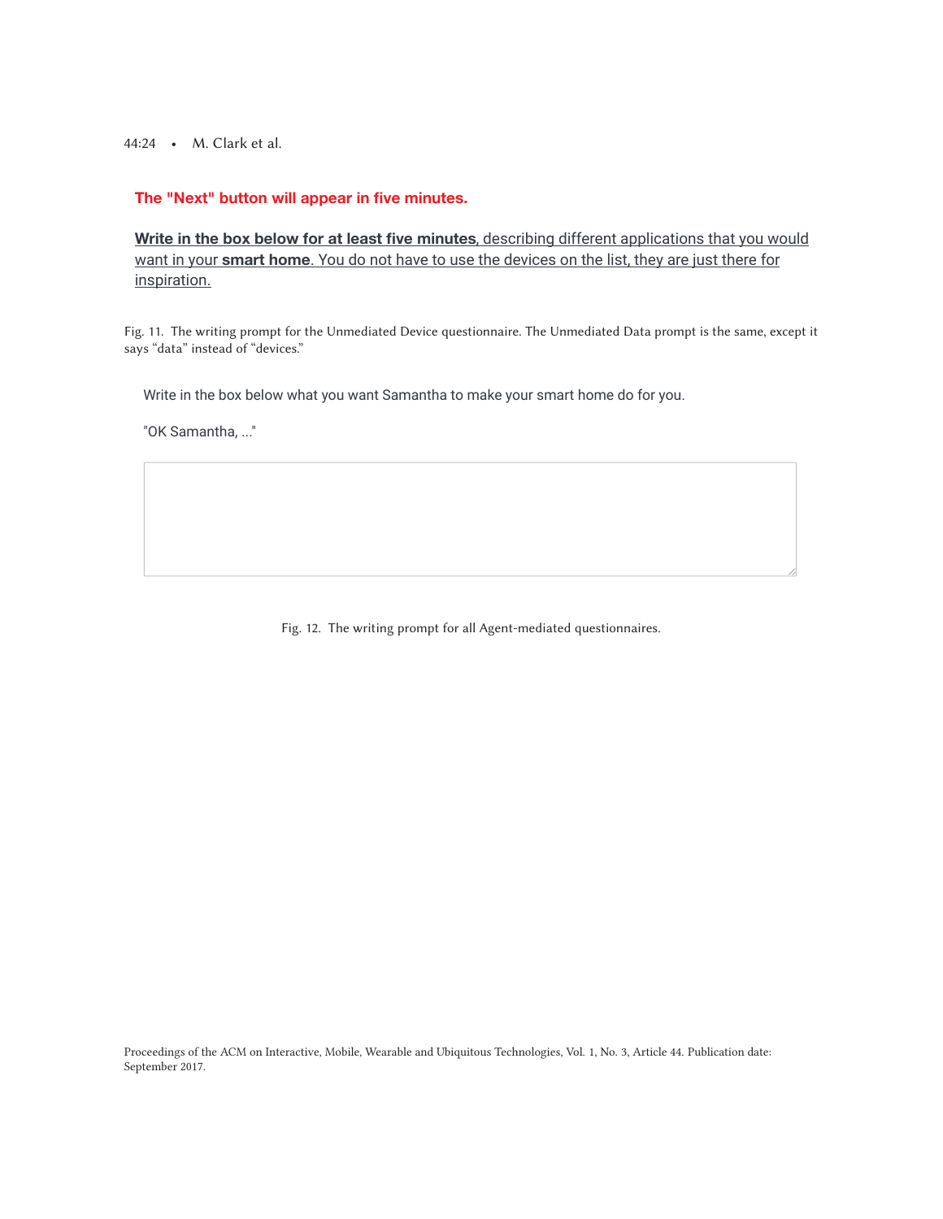**The "Next" button will appear in five minutes.**

**Write in the box below for at least five minutes,** describing different applications that you would want in your **smart home**. You do not have to use the devices on the list, they are just there for inspiration.

Fig. 11. The writing prompt for the Unmediated Device questionnaire. The Unmediated Data prompt is the same, except it says "data" instead of "devices."

Write in the box below what you want Samantha to make your smart home do for you.

"OK Samantha, ..."

Fig. 12. The writing prompt for all Agent-mediated questionnaires.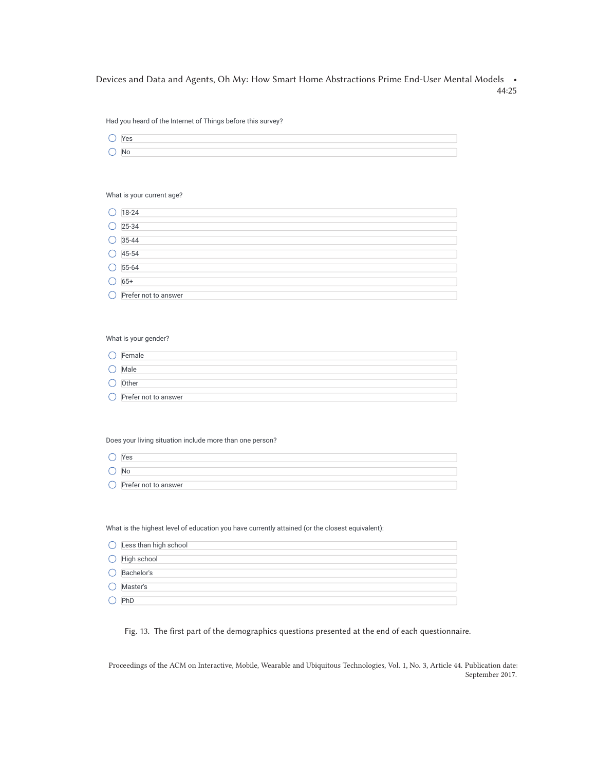Had you heard of the Internet of Things before this survey?

- ◯ Yes
- ◯ No

What is your current age?

- ◯ 18-24
- ◯ 25-34
- ◯ 35-44
- ◯ 45-54
- ◯ 55-64
- ◯ 65+
- ◯ Prefer not to answer

What is your gender?

- ◯ Female
- ◯ Male
- ◯ Other
- ◯ Prefer not to answer

Does your living situation include more than one person?

- ◯ Yes
- ◯ No
- ◯ Prefer not to answer

What is the highest level of education you have currently attained (or the closest equivalent):

- ◯ Less than high school
- ◯ High school
- ◯ Bachelor's
- ◯ Master's
- ◯ PhD

Fig. 13. The first part of the demographics questions presented at the end of each questionnaire.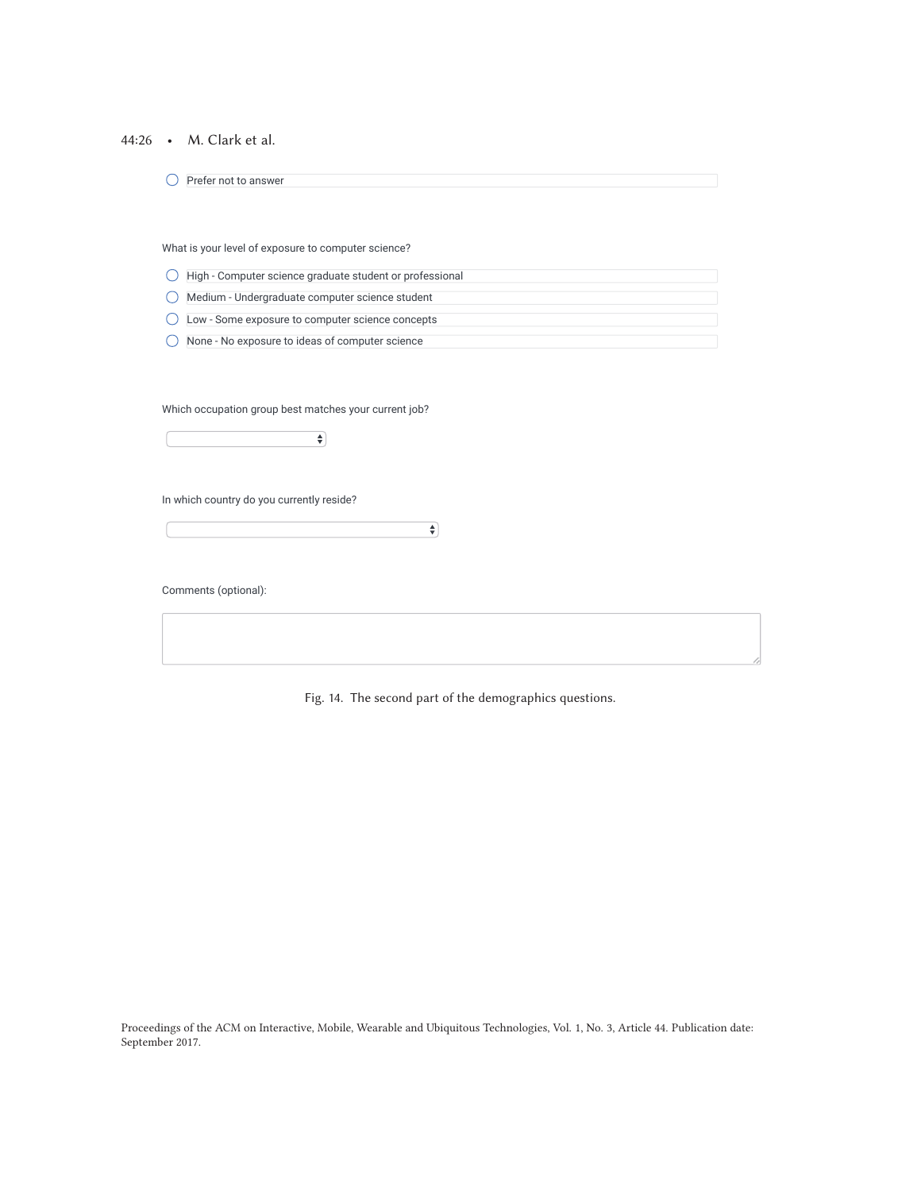◯ Prefer not to answer

What is your level of exposure to computer science?

◯ High - Computer science graduate student or professional

◯ Medium - Undergraduate computer science student

◯ Low - Some exposure to computer science concepts

◯ None - No exposure to ideas of computer science

Which occupation group best matches your current job?

In which country do you currently reside?

Comments (optional):

Fig. 14. The second part of the demographics questions.